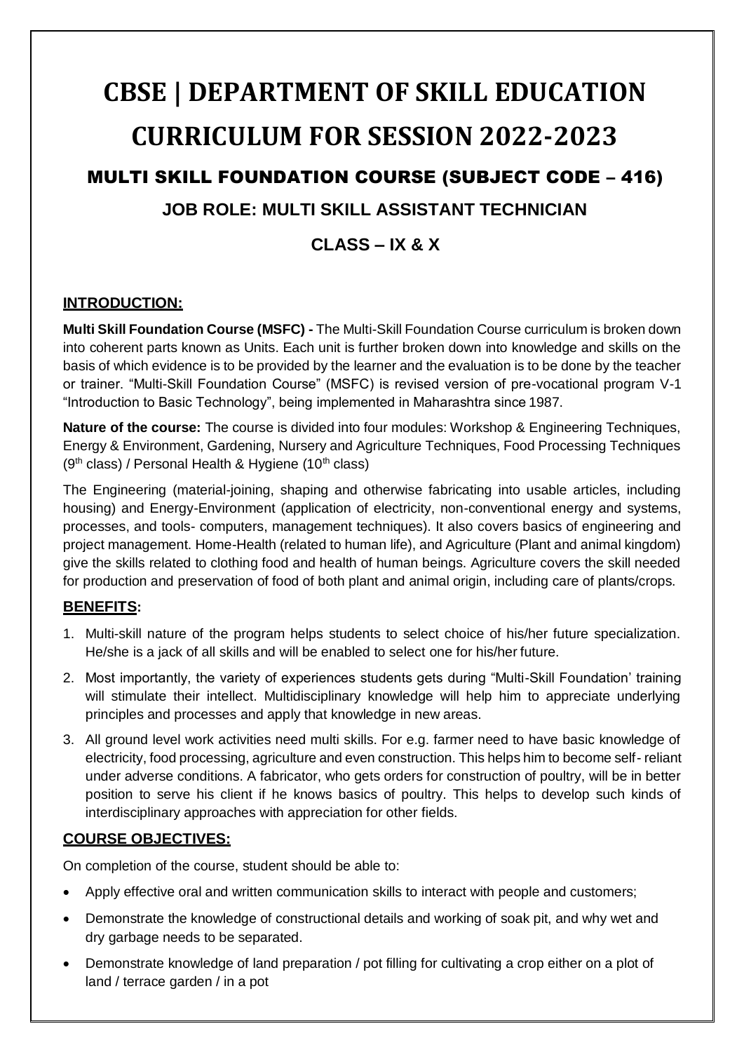# CBSE | DEPARTMENT OF SKILL EDUCATION

# CURRICULUM FOR SESSION 2022-2023

## MULTI SKILL FOUNDATION COURSE (SUBJECT CODE – 416)

### JOB ROLE: MULTI SKILL ASSISTANT TECHNICIAN

### CLASS – IX & X

**INTRODUCTION:**

**Multi Skill Foundation Course (MSFC) -** The Multi-Skill Foundation Course curriculum is broken down into coherent parts known as Units. Each unit is further broken down into knowledge and skills on the basis of which evidence is to be provided by the learner and the evaluation is to be done by the teacher or trainer. "Multi-Skill Foundation Course" (MSFC) is revised version of pre-vocational program V-1 "Introduction to Basic Technology", being implemented in Maharashtra since 1987.

**Nature of the course:** The course is divided into four modules: Workshop & Engineering Techniques, Energy & Environment, Gardening, Nursery and Agriculture Techniques, Food Processing Techniques (9th class) / Personal Health & Hygiene (10th class)

The Engineering (material-joining, shaping and otherwise fabricating into usable articles, including housing) and Energy-Environment (application of electricity, non-conventional energy and systems, processes, and tools- computers, management techniques). It also covers basics of engineering and project management. Home-Health (related to human life), and Agriculture (Plant and animal kingdom) give the skills related to clothing food and health of human beings. Agriculture covers the skill needed for production and preservation of food of both plant and animal origin, including care of plants/crops.

**BENEFITS:**

1. Multi-skill nature of the program helps students to select choice of his/her future specialization. He/she is a jack of all skills and will be enabled to select one for his/her future.
2. Most importantly, the variety of experiences students gets during "Multi-Skill Foundation' training will stimulate their intellect. Multidisciplinary knowledge will help him to appreciate underlying principles and processes and apply that knowledge in new areas.
3. All ground level work activities need multi skills. For e.g. farmer need to have basic knowledge of electricity, food processing, agriculture and even construction. This helps him to become self- reliant under adverse conditions. A fabricator, who gets orders for construction of poultry, will be in better position to serve his client if he knows basics of poultry. This helps to develop such kinds of interdisciplinary approaches with appreciation for other fields.

**COURSE OBJECTIVES:**

On completion of the course, student should be able to:

- Apply effective oral and written communication skills to interact with people and customers;
- Demonstrate the knowledge of constructional details and working of soak pit, and why wet and dry garbage needs to be separated.
- Demonstrate knowledge of land preparation / pot filling for cultivating a crop either on a plot of land / terrace garden / in a pot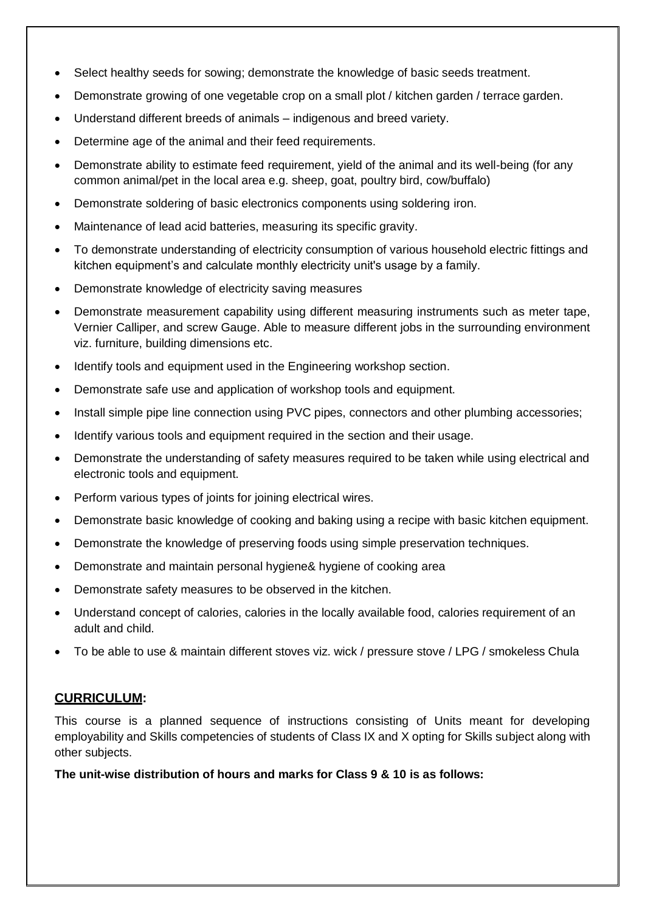- Select healthy seeds for sowing; demonstrate the knowledge of basic seeds treatment.
- Demonstrate growing of one vegetable crop on a small plot / kitchen garden / terrace garden.
- Understand different breeds of animals – indigenous and breed variety.
- Determine age of the animal and their feed requirements.
- Demonstrate ability to estimate feed requirement, yield of the animal and its well-being (for any common animal/pet in the local area e.g. sheep, goat, poultry bird, cow/buffalo)
- Demonstrate soldering of basic electronics components using soldering iron.
- Maintenance of lead acid batteries, measuring its specific gravity.
- To demonstrate understanding of electricity consumption of various household electric fittings and kitchen equipment's and calculate monthly electricity unit's usage by a family.
- Demonstrate knowledge of electricity saving measures
- Demonstrate measurement capability using different measuring instruments such as meter tape, Vernier Calliper, and screw Gauge. Able to measure different jobs in the surrounding environment viz. furniture, building dimensions etc.
- Identify tools and equipment used in the Engineering workshop section.
- Demonstrate safe use and application of workshop tools and equipment.
- Install simple pipe line connection using PVC pipes, connectors and other plumbing accessories;
- Identify various tools and equipment required in the section and their usage.
- Demonstrate the understanding of safety measures required to be taken while using electrical and electronic tools and equipment.
- Perform various types of joints for joining electrical wires.
- Demonstrate basic knowledge of cooking and baking using a recipe with basic kitchen equipment.
- Demonstrate the knowledge of preserving foods using simple preservation techniques.
- Demonstrate and maintain personal hygiene& hygiene of cooking area
- Demonstrate safety measures to be observed in the kitchen.
- Understand concept of calories, calories in the locally available food, calories requirement of an adult and child.
- To be able to use & maintain different stoves viz. wick / pressure stove / LPG / smokeless Chula

## CURRICULUM:

This course is a planned sequence of instructions consisting of Units meant for developing employability and Skills competencies of students of Class IX and X opting for Skills subject along with other subjects.

**The unit-wise distribution of hours and marks for Class 9 & 10 is as follows:**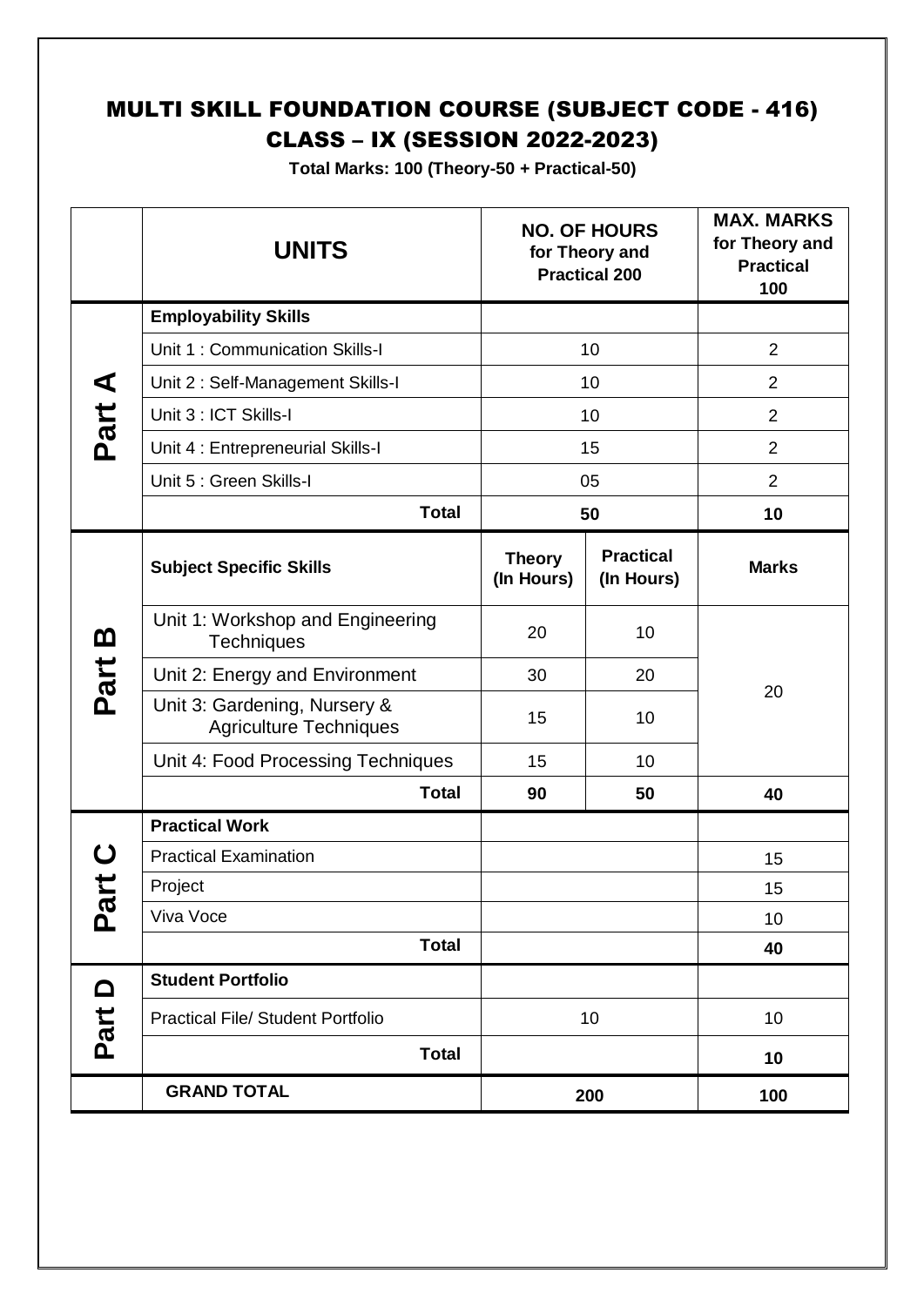# MULTI SKILL FOUNDATION COURSE (SUBJECT CODE - 416) CLASS – IX (SESSION 2022-2023)

**Total Marks: 100 (Theory-50 + Practical-50)**

| | **UNITS** | **NO. OF HOURS for Theory and Practical 200** | | **MAX. MARKS for Theory and Practical 100** |
|---|---|---|---|---|
| **Part A** | **Employability Skills** | | | |
| | Unit 1 : Communication Skills-I | 10 | | 2 |
| | Unit 2 : Self-Management Skills-I | 10 | | 2 |
| | Unit 3 : ICT Skills-I | 10 | | 2 |
| | Unit 4 : Entrepreneurial Skills-I | 15 | | 2 |
| | Unit 5 : Green Skills-I | 05 | | 2 |
| | **Total** | **50** | | **10** |
| **Part B** | **Subject Specific Skills** | **Theory (In Hours)** | **Practical (In Hours)** | **Marks** |
| | Unit 1: Workshop and Engineering Techniques | 20 | 10 | 20 |
| | Unit 2: Energy and Environment | 30 | 20 | |
| | Unit 3: Gardening, Nursery & Agriculture Techniques | 15 | 10 | |
| | Unit 4: Food Processing Techniques | 15 | 10 | |
| | **Total** | **90** | **50** | **40** |
| **Part C** | **Practical Work** | | | |
| | Practical Examination | | | 15 |
| | Project | | | 15 |
| | Viva Voce | | | 10 |
| | **Total** | | | **40** |
| **Part D** | **Student Portfolio** | | | |
| | Practical File/ Student Portfolio | 10 | | 10 |
| | **Total** | | | **10** |
| | **GRAND TOTAL** | **200** | | **100** |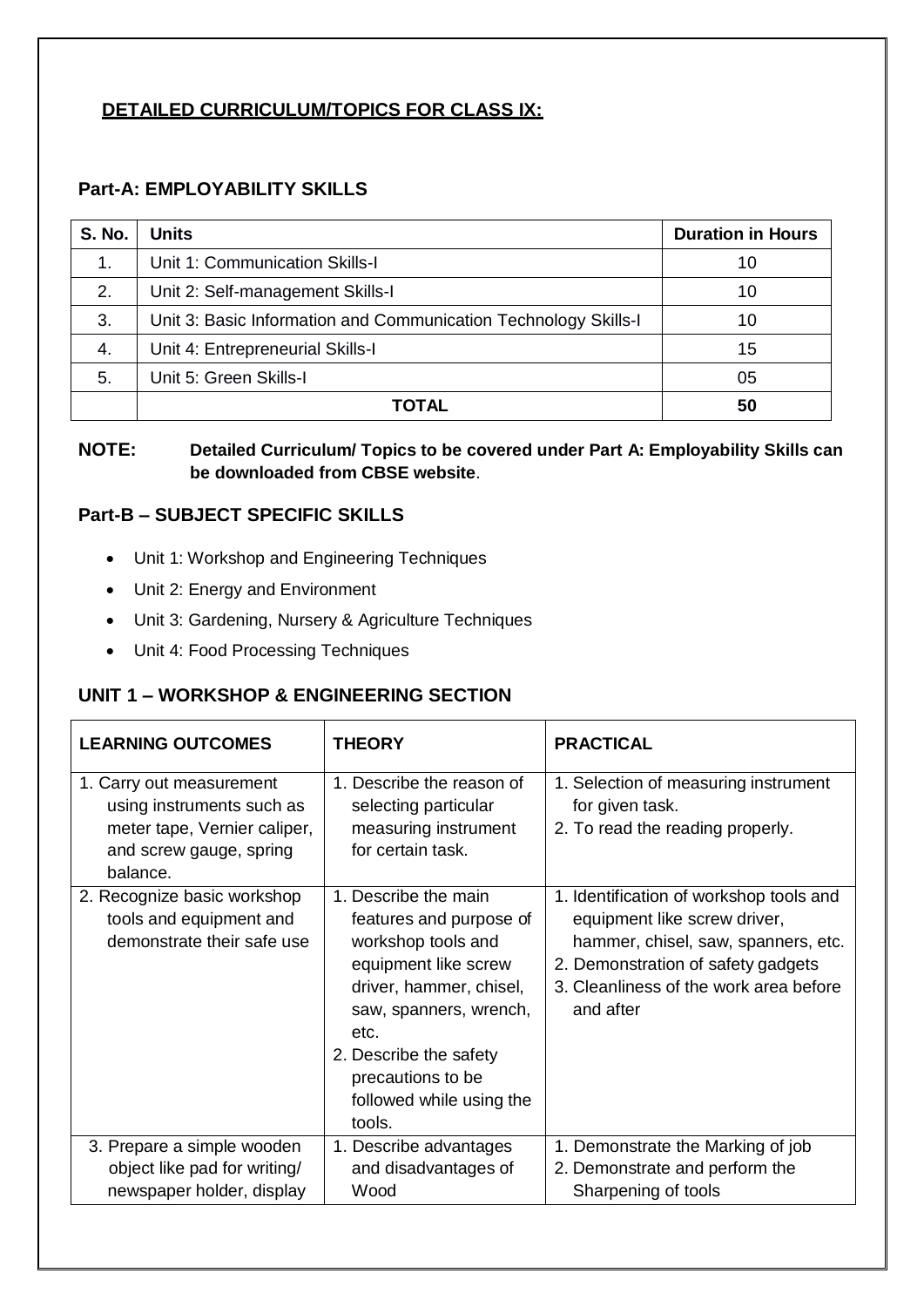## DETAILED CURRICULUM/TOPICS FOR CLASS IX:

### Part-A: EMPLOYABILITY SKILLS

| S. No. | Units | Duration in Hours |
|---|---|---|
| 1. | Unit 1: Communication Skills-I | 10 |
| 2. | Unit 2: Self-management Skills-I | 10 |
| 3. | Unit 3: Basic Information and Communication Technology Skills-I | 10 |
| 4. | Unit 4: Entrepreneurial Skills-I | 15 |
| 5. | Unit 5: Green Skills-I | 05 |
| | **TOTAL** | **50** |

**NOTE:** **Detailed Curriculum/ Topics to be covered under Part A: Employability Skills can be downloaded from CBSE website**.

### Part-B – SUBJECT SPECIFIC SKILLS

- Unit 1: Workshop and Engineering Techniques
- Unit 2: Energy and Environment
- Unit 3: Gardening, Nursery & Agriculture Techniques
- Unit 4: Food Processing Techniques

### UNIT 1 – WORKSHOP & ENGINEERING SECTION

| LEARNING OUTCOMES | THEORY | PRACTICAL |
|---|---|---|
| 1. Carry out measurement using instruments such as meter tape, Vernier caliper, and screw gauge, spring balance. | 1. Describe the reason of selecting particular measuring instrument for certain task. | 1. Selection of measuring instrument for given task.<br>2. To read the reading properly. |
| 2. Recognize basic workshop tools and equipment and demonstrate their safe use | 1. Describe the main features and purpose of workshop tools and equipment like screw driver, hammer, chisel, saw, spanners, wrench, etc.<br>2. Describe the safety precautions to be followed while using the tools. | 1. Identification of workshop tools and equipment like screw driver, hammer, chisel, saw, spanners, etc.<br>2. Demonstration of safety gadgets<br>3. Cleanliness of the work area before and after |
| 3. Prepare a simple wooden object like pad for writing/ newspaper holder, display | 1. Describe advantages and disadvantages of Wood | 1. Demonstrate the Marking of job<br>2. Demonstrate and perform the Sharpening of tools |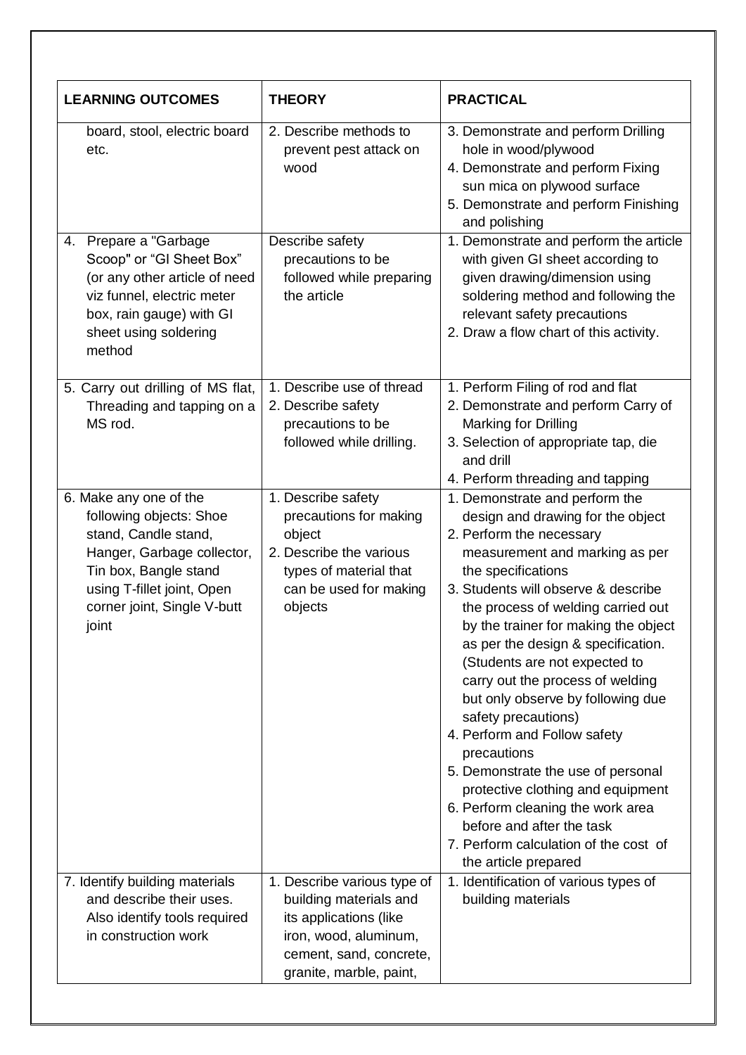| LEARNING OUTCOMES | THEORY | PRACTICAL |
|---|---|---|
| board, stool, electric board etc. | 2. Describe methods to prevent pest attack on wood | 3. Demonstrate and perform Drilling hole in wood/plywood<br>4. Demonstrate and perform Fixing sun mica on plywood surface<br>5. Demonstrate and perform Finishing and polishing |
| 4. Prepare a "Garbage Scoop" or "GI Sheet Box" (or any other article of need viz funnel, electric meter box, rain gauge) with GI sheet using soldering method | Describe safety precautions to be followed while preparing the article | 1. Demonstrate and perform the article with given GI sheet according to given drawing/dimension using soldering method and following the relevant safety precautions<br>2. Draw a flow chart of this activity. |
| 5. Carry out drilling of MS flat, Threading and tapping on a MS rod. | 1. Describe use of thread<br>2. Describe safety precautions to be followed while drilling. | 1. Perform Filing of rod and flat<br>2. Demonstrate and perform Carry of Marking for Drilling<br>3. Selection of appropriate tap, die and drill<br>4. Perform threading and tapping |
| 6. Make any one of the following objects: Shoe stand, Candle stand, Hanger, Garbage collector, Tin box, Bangle stand using T-fillet joint, Open corner joint, Single V-butt joint | 1. Describe safety precautions for making object<br>2. Describe the various types of material that can be used for making objects | 1. Demonstrate and perform the design and drawing for the object<br>2. Perform the necessary measurement and marking as per the specifications<br>3. Students will observe & describe the process of welding carried out by the trainer for making the object as per the design & specification. (Students are not expected to carry out the process of welding but only observe by following due safety precautions)<br>4. Perform and Follow safety precautions<br>5. Demonstrate the use of personal protective clothing and equipment<br>6. Perform cleaning the work area before and after the task<br>7. Perform calculation of the cost of the article prepared |
| 7. Identify building materials and describe their uses. Also identify tools required in construction work | 1. Describe various type of building materials and its applications (like iron, wood, aluminum, cement, sand, concrete, granite, marble, paint, | 1. Identification of various types of building materials |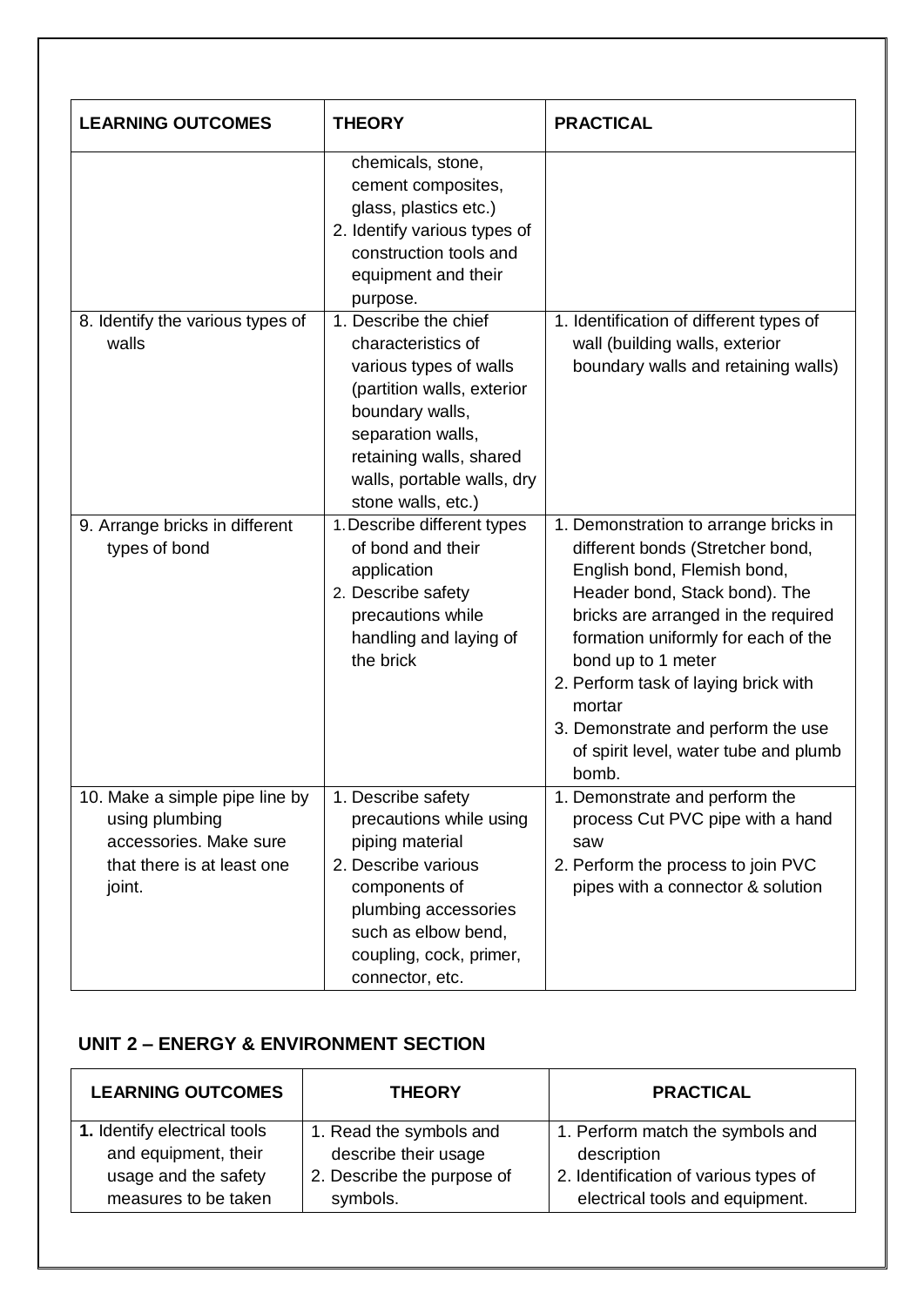| LEARNING OUTCOMES | THEORY | PRACTICAL |
|---|---|---|
| | chemicals, stone, cement composites, glass, plastics etc.)<br>2. Identify various types of construction tools and equipment and their purpose. | |
| 8. Identify the various types of walls | 1. Describe the chief characteristics of various types of walls (partition walls, exterior boundary walls, separation walls, retaining walls, shared walls, portable walls, dry stone walls, etc.) | 1. Identification of different types of wall (building walls, exterior boundary walls and retaining walls) |
| 9. Arrange bricks in different types of bond | 1. Describe different types of bond and their application<br>2. Describe safety precautions while handling and laying of the brick | 1. Demonstration to arrange bricks in different bonds (Stretcher bond, English bond, Flemish bond, Header bond, Stack bond). The bricks are arranged in the required formation uniformly for each of the bond up to 1 meter<br>2. Perform task of laying brick with mortar<br>3. Demonstrate and perform the use of spirit level, water tube and plumb bomb. |
| 10. Make a simple pipe line by using plumbing accessories. Make sure that there is at least one joint. | 1. Describe safety precautions while using piping material<br>2. Describe various components of plumbing accessories such as elbow bend, coupling, cock, primer, connector, etc. | 1. Demonstrate and perform the process Cut PVC pipe with a hand saw<br>2. Perform the process to join PVC pipes with a connector & solution |

## UNIT 2 – ENERGY & ENVIRONMENT SECTION

| LEARNING OUTCOMES | THEORY | PRACTICAL |
|---|---|---|
| **1.** Identify electrical tools and equipment, their usage and the safety measures to be taken | 1. Read the symbols and describe their usage<br>2. Describe the purpose of symbols. | 1. Perform match the symbols and description<br>2. Identification of various types of electrical tools and equipment. |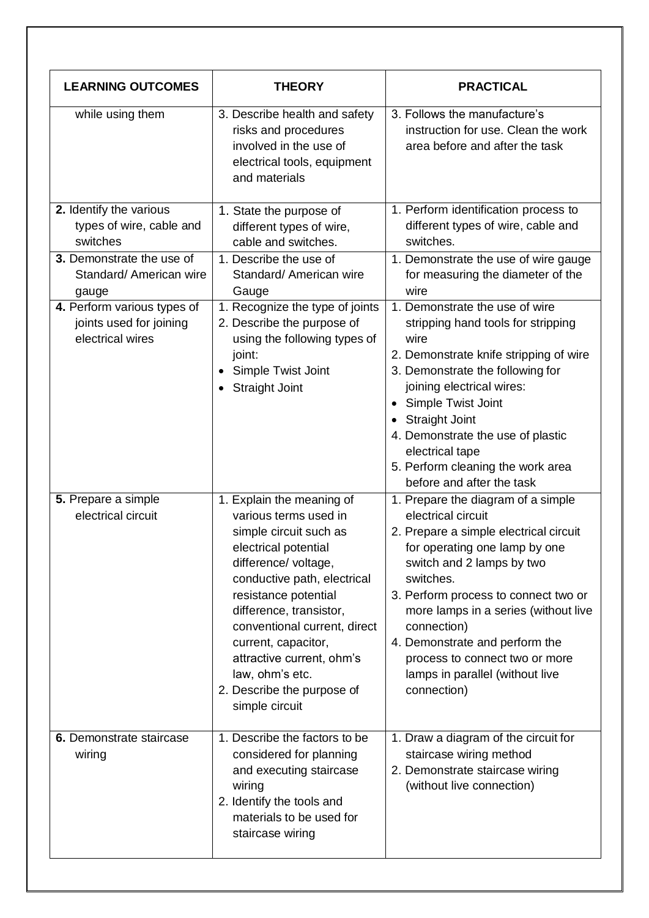| LEARNING OUTCOMES | THEORY | PRACTICAL |
|---|---|---|
| while using them | 3. Describe health and safety risks and procedures involved in the use of electrical tools, equipment and materials | 3. Follows the manufacture's instruction for use. Clean the work area before and after the task |
| **2.** Identify the various types of wire, cable and switches | 1. State the purpose of different types of wire, cable and switches. | 1. Perform identification process to different types of wire, cable and switches. |
| **3.** Demonstrate the use of Standard/ American wire gauge | 1. Describe the use of Standard/ American wire Gauge | 1. Demonstrate the use of wire gauge for measuring the diameter of the wire |
| **4.** Perform various types of joints used for joining electrical wires | 1. Recognize the type of joints<br>2. Describe the purpose of using the following types of joint:<br>• Simple Twist Joint<br>• Straight Joint | 1. Demonstrate the use of wire stripping hand tools for stripping wire<br>2. Demonstrate knife stripping of wire<br>3. Demonstrate the following for joining electrical wires:<br>• Simple Twist Joint<br>• Straight Joint<br>4. Demonstrate the use of plastic electrical tape<br>5. Perform cleaning the work area before and after the task |
| **5.** Prepare a simple electrical circuit | 1. Explain the meaning of various terms used in simple circuit such as electrical potential difference/ voltage, conductive path, electrical resistance potential difference, transistor, conventional current, direct current, capacitor, attractive current, ohm's law, ohm's etc.<br>2. Describe the purpose of simple circuit | 1. Prepare the diagram of a simple electrical circuit<br>2. Prepare a simple electrical circuit for operating one lamp by one switch and 2 lamps by two switches.<br>3. Perform process to connect two or more lamps in a series (without live connection)<br>4. Demonstrate and perform the process to connect two or more lamps in parallel (without live connection) |
| **6.** Demonstrate staircase wiring | 1. Describe the factors to be considered for planning and executing staircase wiring<br>2. Identify the tools and materials to be used for staircase wiring | 1. Draw a diagram of the circuit for staircase wiring method<br>2. Demonstrate staircase wiring (without live connection) |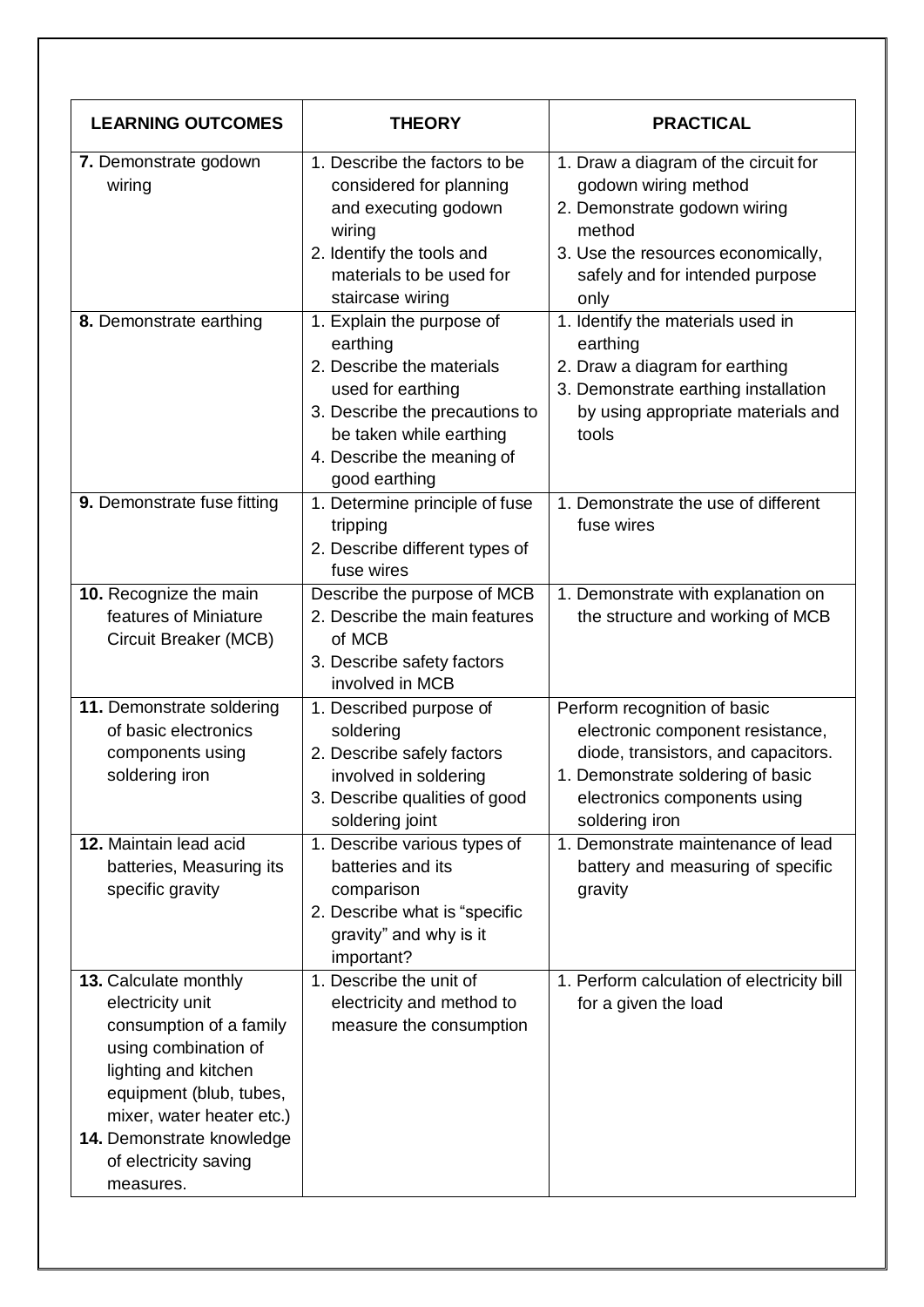| LEARNING OUTCOMES | THEORY | PRACTICAL |
|---|---|---|
| **7.** Demonstrate godown wiring | 1. Describe the factors to be considered for planning and executing godown wiring<br>2. Identify the tools and materials to be used for staircase wiring | 1. Draw a diagram of the circuit for godown wiring method<br>2. Demonstrate godown wiring method<br>3. Use the resources economically, safely and for intended purpose only |
| **8.** Demonstrate earthing | 1. Explain the purpose of earthing<br>2. Describe the materials used for earthing<br>3. Describe the precautions to be taken while earthing<br>4. Describe the meaning of good earthing | 1. Identify the materials used in earthing<br>2. Draw a diagram for earthing<br>3. Demonstrate earthing installation by using appropriate materials and tools |
| **9.** Demonstrate fuse fitting | 1. Determine principle of fuse tripping<br>2. Describe different types of fuse wires | 1. Demonstrate the use of different fuse wires |
| **10.** Recognize the main features of Miniature Circuit Breaker (MCB) | Describe the purpose of MCB<br>2. Describe the main features of MCB<br>3. Describe safety factors involved in MCB | 1. Demonstrate with explanation on the structure and working of MCB |
| **11.** Demonstrate soldering of basic electronics components using soldering iron | 1. Described purpose of soldering<br>2. Describe safely factors involved in soldering<br>3. Describe qualities of good soldering joint | Perform recognition of basic electronic component resistance, diode, transistors, and capacitors.<br>1. Demonstrate soldering of basic electronics components using soldering iron |
| **12.** Maintain lead acid batteries, Measuring its specific gravity | 1. Describe various types of batteries and its comparison<br>2. Describe what is "specific gravity" and why is it important? | 1. Demonstrate maintenance of lead battery and measuring of specific gravity |
| **13.** Calculate monthly electricity unit consumption of a family using combination of lighting and kitchen equipment (blub, tubes, mixer, water heater etc.)<br>**14.** Demonstrate knowledge of electricity saving measures. | 1. Describe the unit of electricity and method to measure the consumption | 1. Perform calculation of electricity bill for a given the load |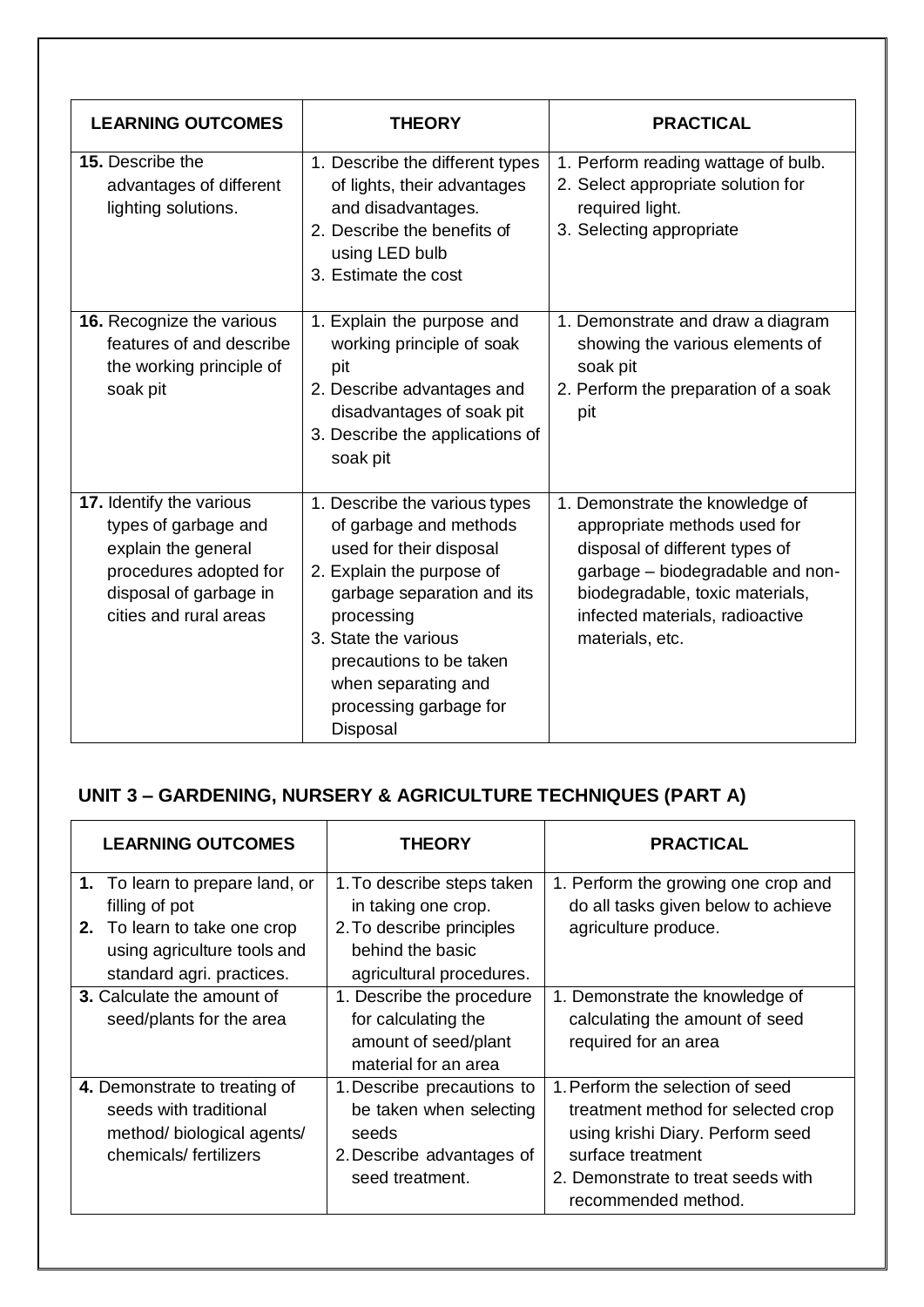| LEARNING OUTCOMES | THEORY | PRACTICAL |
| --- | --- | --- |
| **15.** Describe the advantages of different lighting solutions. | 1. Describe the different types of lights, their advantages and disadvantages.<br>2. Describe the benefits of using LED bulb<br>3. Estimate the cost | 1. Perform reading wattage of bulb.<br>2. Select appropriate solution for required light.<br>3. Selecting appropriate |
| **16.** Recognize the various features of and describe the working principle of soak pit | 1. Explain the purpose and working principle of soak pit<br>2. Describe advantages and disadvantages of soak pit<br>3. Describe the applications of soak pit | 1. Demonstrate and draw a diagram showing the various elements of soak pit<br>2. Perform the preparation of a soak pit |
| **17.** Identify the various types of garbage and explain the general procedures adopted for disposal of garbage in cities and rural areas | 1. Describe the various types of garbage and methods used for their disposal<br>2. Explain the purpose of garbage separation and its processing<br>3. State the various precautions to be taken when separating and processing garbage for Disposal | 1. Demonstrate the knowledge of appropriate methods used for disposal of different types of garbage – biodegradable and non-biodegradable, toxic materials, infected materials, radioactive materials, etc. |

## UNIT 3 – GARDENING, NURSERY & AGRICULTURE TECHNIQUES (PART A)

| LEARNING OUTCOMES | THEORY | PRACTICAL |
| --- | --- | --- |
| **1.** To learn to prepare land, or filling of pot<br>**2.** To learn to take one crop using agriculture tools and standard agri. practices. | 1. To describe steps taken in taking one crop.<br>2. To describe principles behind the basic agricultural procedures. | 1. Perform the growing one crop and do all tasks given below to achieve agriculture produce. |
| **3.** Calculate the amount of seed/plants for the area | 1. Describe the procedure for calculating the amount of seed/plant material for an area | 1. Demonstrate the knowledge of calculating the amount of seed required for an area |
| **4.** Demonstrate to treating of seeds with traditional method/ biological agents/ chemicals/ fertilizers | 1. Describe precautions to be taken when selecting seeds<br>2. Describe advantages of seed treatment. | 1. Perform the selection of seed treatment method for selected crop using krishi Diary. Perform seed surface treatment<br>2. Demonstrate to treat seeds with recommended method. |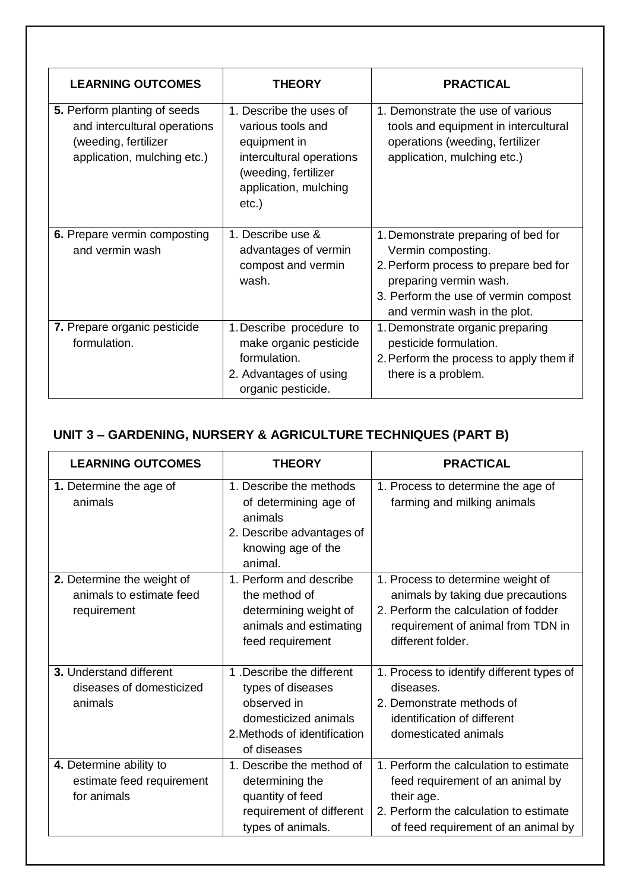| LEARNING OUTCOMES | THEORY | PRACTICAL |
|---|---|---|
| **5.** Perform planting of seeds and intercultural operations (weeding, fertilizer application, mulching etc.) | 1. Describe the uses of various tools and equipment in intercultural operations (weeding, fertilizer application, mulching etc.) | 1. Demonstrate the use of various tools and equipment in intercultural operations (weeding, fertilizer application, mulching etc.) |
| **6.** Prepare vermin composting and vermin wash | 1. Describe use & advantages of vermin compost and vermin wash. | 1. Demonstrate preparing of bed for Vermin composting.<br>2. Perform process to prepare bed for preparing vermin wash.<br>3. Perform the use of vermin compost and vermin wash in the plot. |
| **7.** Prepare organic pesticide formulation. | 1. Describe procedure to make organic pesticide formulation.<br>2. Advantages of using organic pesticide. | 1. Demonstrate organic preparing pesticide formulation.<br>2. Perform the process to apply them if there is a problem. |

## UNIT 3 – GARDENING, NURSERY & AGRICULTURE TECHNIQUES (PART B)

| LEARNING OUTCOMES | THEORY | PRACTICAL |
|---|---|---|
| **1.** Determine the age of animals | 1. Describe the methods of determining age of animals<br>2. Describe advantages of knowing age of the animal. | 1. Process to determine the age of farming and milking animals |
| **2.** Determine the weight of animals to estimate feed requirement | 1. Perform and describe the method of determining weight of animals and estimating feed requirement | 1. Process to determine weight of animals by taking due precautions<br>2. Perform the calculation of fodder requirement of animal from TDN in different folder. |
| **3.** Understand different diseases of domesticized animals | 1 .Describe the different types of diseases observed in domesticized animals<br>2.Methods of identification of diseases | 1. Process to identify different types of diseases.<br>2. Demonstrate methods of identification of different domesticated animals |
| **4.** Determine ability to estimate feed requirement for animals | 1. Describe the method of determining the quantity of feed requirement of different types of animals. | 1. Perform the calculation to estimate feed requirement of an animal by their age.<br>2. Perform the calculation to estimate of feed requirement of an animal by |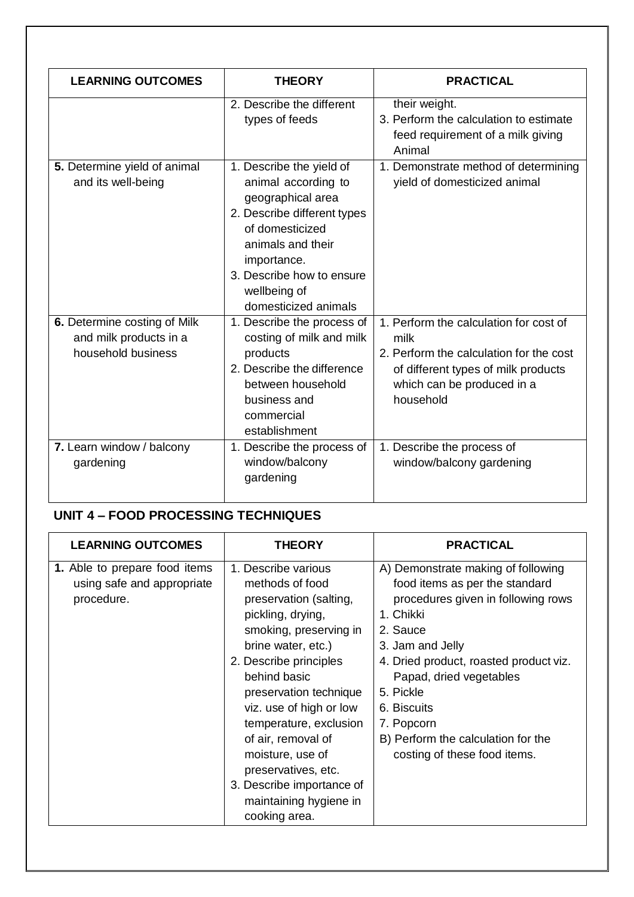| LEARNING OUTCOMES | THEORY | PRACTICAL |
|---|---|---|
| | 2. Describe the different types of feeds | their weight.<br>3. Perform the calculation to estimate feed requirement of a milk giving Animal |
| **5.** Determine yield of animal and its well-being | 1. Describe the yield of animal according to geographical area<br>2. Describe different types of domesticized animals and their importance.<br>3. Describe how to ensure wellbeing of domesticized animals | 1. Demonstrate method of determining yield of domesticized animal |
| **6.** Determine costing of Milk and milk products in a household business | 1. Describe the process of costing of milk and milk products<br>2. Describe the difference between household business and commercial establishment | 1. Perform the calculation for cost of milk<br>2. Perform the calculation for the cost of different types of milk products which can be produced in a household |
| **7.** Learn window / balcony gardening | 1. Describe the process of window/balcony gardening | 1. Describe the process of window/balcony gardening |

## UNIT 4 – FOOD PROCESSING TECHNIQUES

| LEARNING OUTCOMES | THEORY | PRACTICAL |
|---|---|---|
| **1.** Able to prepare food items using safe and appropriate procedure. | 1. Describe various methods of food preservation (salting, pickling, drying, smoking, preserving in brine water, etc.)<br>2. Describe principles behind basic preservation technique viz. use of high or low temperature, exclusion of air, removal of moisture, use of preservatives, etc.<br>3. Describe importance of maintaining hygiene in cooking area. | A) Demonstrate making of following food items as per the standard procedures given in following rows<br>1. Chikki<br>2. Sauce<br>3. Jam and Jelly<br>4. Dried product, roasted product viz. Papad, dried vegetables<br>5. Pickle<br>6. Biscuits<br>7. Popcorn<br>B) Perform the calculation for the costing of these food items. |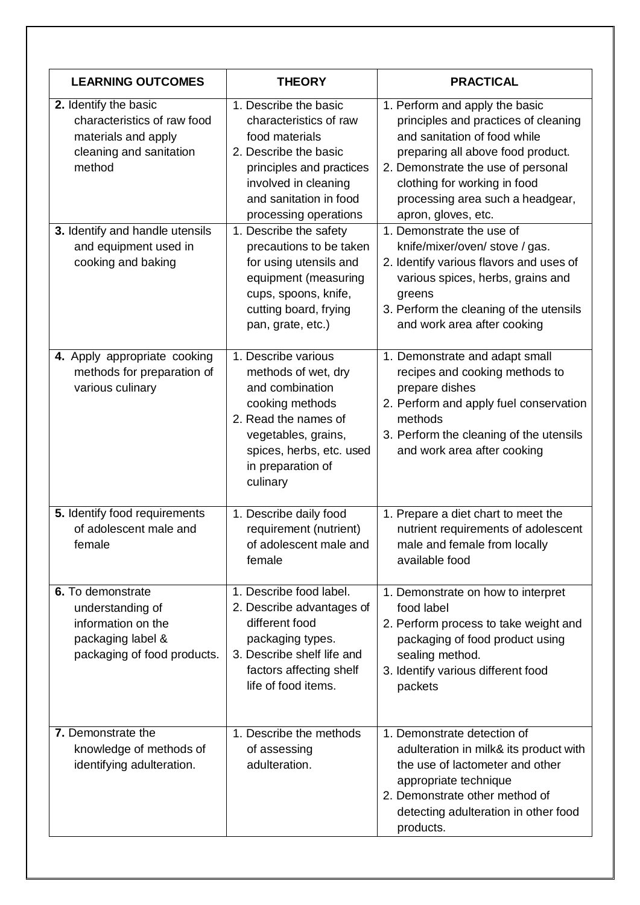| LEARNING OUTCOMES | THEORY | PRACTICAL |
|---|---|---|
| **2.** Identify the basic characteristics of raw food materials and apply cleaning and sanitation method | 1. Describe the basic characteristics of raw food materials<br>2. Describe the basic principles and practices involved in cleaning and sanitation in food processing operations | 1. Perform and apply the basic principles and practices of cleaning and sanitation of food while preparing all above food product.<br>2. Demonstrate the use of personal clothing for working in food processing area such a headgear, apron, gloves, etc. |
| **3.** Identify and handle utensils and equipment used in cooking and baking | 1. Describe the safety precautions to be taken for using utensils and equipment (measuring cups, spoons, knife, cutting board, frying pan, grate, etc.) | 1. Demonstrate the use of knife/mixer/oven/ stove / gas.<br>2. Identify various flavors and uses of various spices, herbs, grains and greens<br>3. Perform the cleaning of the utensils and work area after cooking |
| **4.** Apply appropriate cooking methods for preparation of various culinary | 1. Describe various methods of wet, dry and combination cooking methods<br>2. Read the names of vegetables, grains, spices, herbs, etc. used in preparation of culinary | 1. Demonstrate and adapt small recipes and cooking methods to prepare dishes<br>2. Perform and apply fuel conservation methods<br>3. Perform the cleaning of the utensils and work area after cooking |
| **5.** Identify food requirements of adolescent male and female | 1. Describe daily food requirement (nutrient) of adolescent male and female | 1. Prepare a diet chart to meet the nutrient requirements of adolescent male and female from locally available food |
| **6.** To demonstrate understanding of information on the packaging label & packaging of food products. | 1. Describe food label.<br>2. Describe advantages of different food packaging types.<br>3. Describe shelf life and factors affecting shelf life of food items. | 1. Demonstrate on how to interpret food label<br>2. Perform process to take weight and packaging of food product using sealing method.<br>3. Identify various different food packets |
| **7.** Demonstrate the knowledge of methods of identifying adulteration. | 1. Describe the methods of assessing adulteration. | 1. Demonstrate detection of adulteration in milk& its product with the use of lactometer and other appropriate technique<br>2. Demonstrate other method of detecting adulteration in other food products. |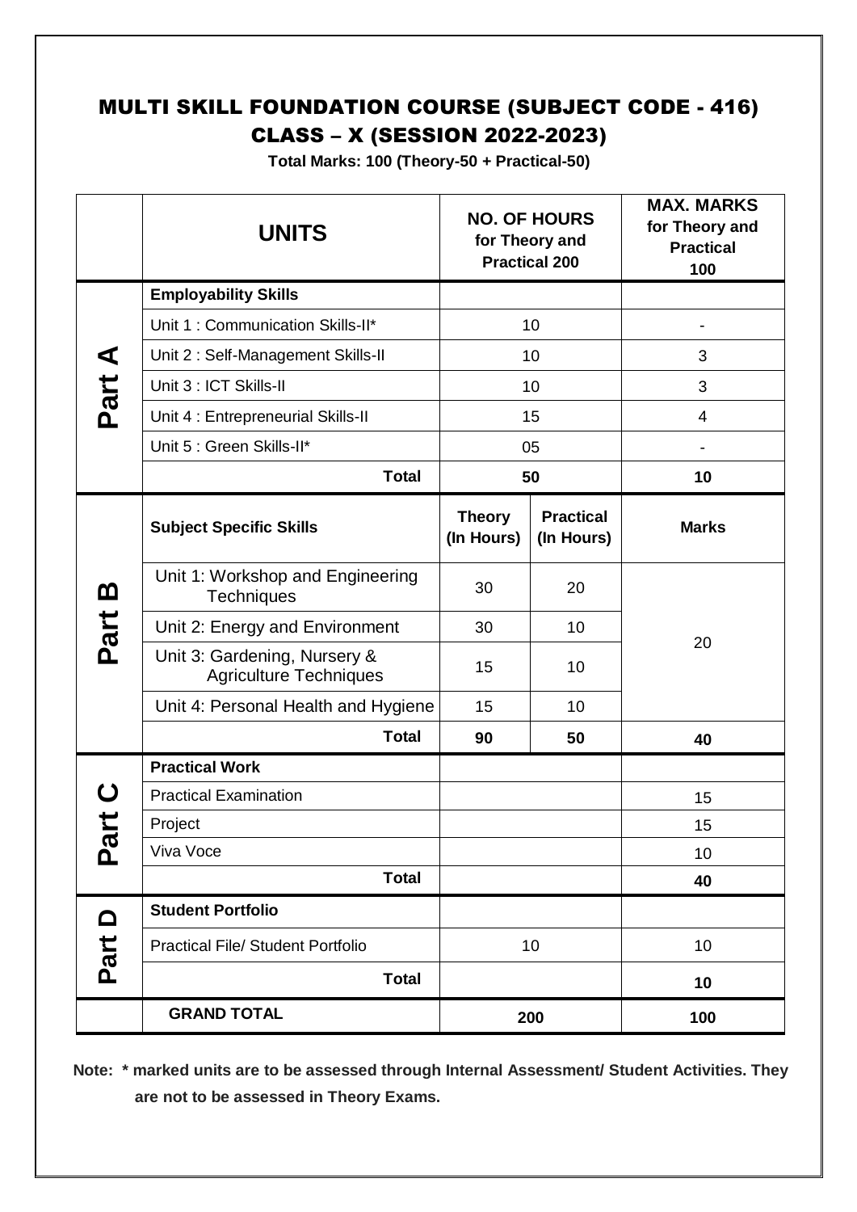# MULTI SKILL FOUNDATION COURSE (SUBJECT CODE - 416)
# CLASS – X (SESSION 2022-2023)

**Total Marks: 100 (Theory-50 + Practical-50)**

| | **UNITS** | **NO. OF HOURS for Theory and Practical 200** | | **MAX. MARKS for Theory and Practical 100** |
|---|---|---|---|---|
| **Part A** | **Employability Skills** | | | |
| | Unit 1 : Communication Skills-II* | 10 | | - |
| | Unit 2 : Self-Management Skills-II | 10 | | 3 |
| | Unit 3 : ICT Skills-II | 10 | | 3 |
| | Unit 4 : Entrepreneurial Skills-II | 15 | | 4 |
| | Unit 5 : Green Skills-II* | 05 | | - |
| | **Total** | **50** | | **10** |
| **Part B** | **Subject Specific Skills** | **Theory (In Hours)** | **Practical (In Hours)** | **Marks** |
| | Unit 1: Workshop and Engineering Techniques | 30 | 20 | 20 |
| | Unit 2: Energy and Environment | 30 | 10 | |
| | Unit 3: Gardening, Nursery & Agriculture Techniques | 15 | 10 | |
| | Unit 4: Personal Health and Hygiene | 15 | 10 | |
| | **Total** | **90** | **50** | **40** |
| **Part C** | **Practical Work** | | | |
| | Practical Examination | | | 15 |
| | Project | | | 15 |
| | Viva Voce | | | 10 |
| | **Total** | | | **40** |
| **Part D** | **Student Portfolio** | | | |
| | Practical File/ Student Portfolio | 10 | | 10 |
| | **Total** | | | **10** |
| | **GRAND TOTAL** | **200** | | **100** |

**Note: * marked units are to be assessed through Internal Assessment/ Student Activities. They are not to be assessed in Theory Exams.**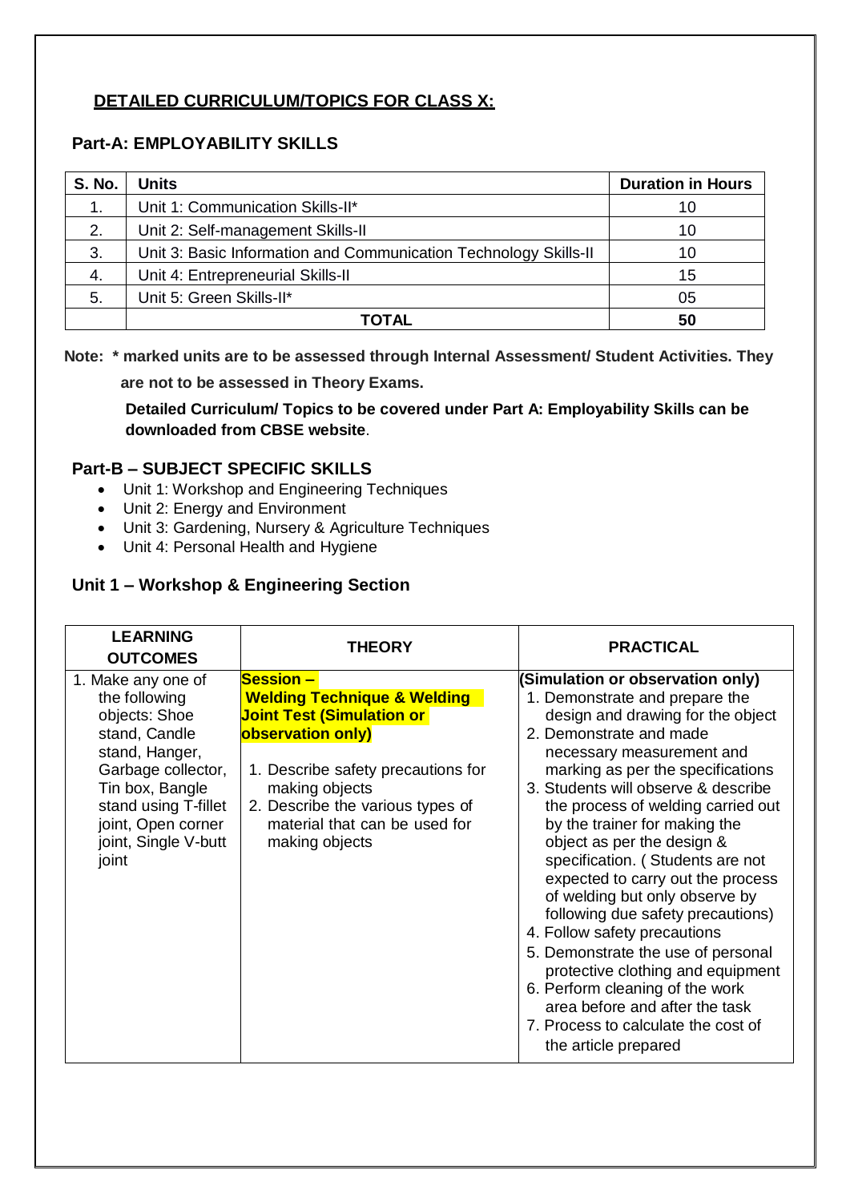## DETAILED CURRICULUM/TOPICS FOR CLASS X:

### Part-A: EMPLOYABILITY SKILLS

| S. No. | Units | Duration in Hours |
|---|---|---|
| 1. | Unit 1: Communication Skills-II* | 10 |
| 2. | Unit 2: Self-management Skills-II | 10 |
| 3. | Unit 3: Basic Information and Communication Technology Skills-II | 10 |
| 4. | Unit 4: Entrepreneurial Skills-II | 15 |
| 5. | Unit 5: Green Skills-II* | 05 |
| | **TOTAL** | **50** |

**Note: * marked units are to be assessed through Internal Assessment/ Student Activities. They are not to be assessed in Theory Exams.**

**Detailed Curriculum/ Topics to be covered under Part A: Employability Skills can be downloaded from CBSE website**.

### Part-B – SUBJECT SPECIFIC SKILLS

- Unit 1: Workshop and Engineering Techniques
- Unit 2: Energy and Environment
- Unit 3: Gardening, Nursery & Agriculture Techniques
- Unit 4: Personal Health and Hygiene

### Unit 1 – Workshop & Engineering Section

| LEARNING OUTCOMES | THEORY | PRACTICAL |
|---|---|---|
| 1. Make any one of the following objects: Shoe stand, Candle stand, Hanger, Garbage collector, Tin box, Bangle stand using T-fillet joint, Open corner joint, Single V-butt joint | **Session – Welding Technique & Welding Joint Test (Simulation or observation only)**<br>1. Describe safety precautions for making objects<br>2. Describe the various types of material that can be used for making objects | **(Simulation or observation only)**<br>1. Demonstrate and prepare the design and drawing for the object<br>2. Demonstrate and made necessary measurement and marking as per the specifications<br>3. Students will observe & describe the process of welding carried out by the trainer for making the object as per the design & specification. ( Students are not expected to carry out the process of welding but only observe by following due safety precautions)<br>4. Follow safety precautions<br>5. Demonstrate the use of personal protective clothing and equipment<br>6. Perform cleaning of the work area before and after the task<br>7. Process to calculate the cost of the article prepared |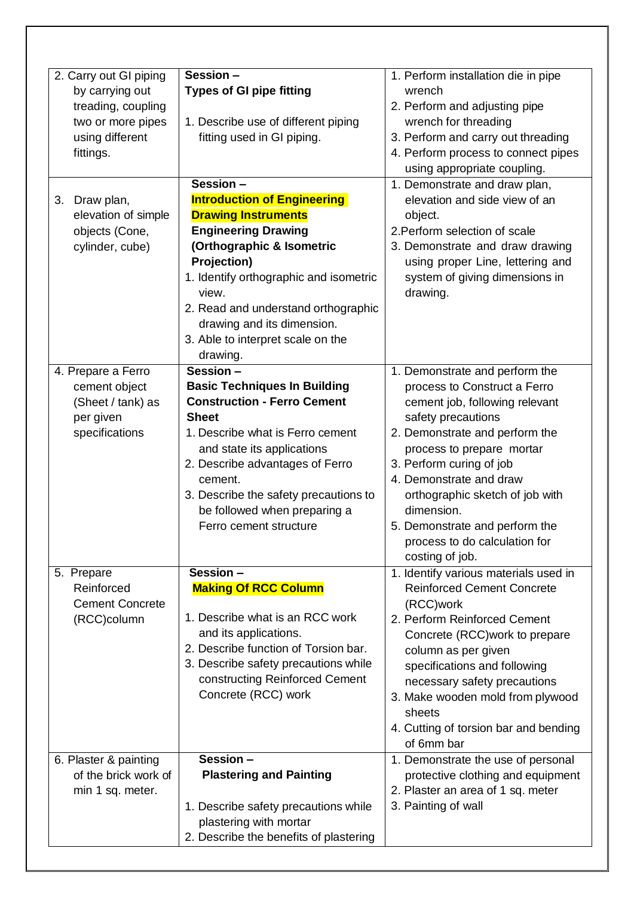| | | |
|---|---|---|
| 2. Carry out GI piping by carrying out treading, coupling two or more pipes using different fittings. | **Session – Types of GI pipe fitting**<br><br>1. Describe use of different piping fitting used in GI piping. | 1. Perform installation die in pipe wrench<br>2. Perform and adjusting pipe wrench for threading<br>3. Perform and carry out threading<br>4. Perform process to connect pipes using appropriate coupling. |
| 3. Draw plan, elevation of simple objects (Cone, cylinder, cube) | **Session – Introduction of Engineering Drawing Instruments Engineering Drawing (Orthographic & Isometric Projection)**<br>1. Identify orthographic and isometric view.<br>2. Read and understand orthographic drawing and its dimension.<br>3. Able to interpret scale on the drawing. | 1. Demonstrate and draw plan, elevation and side view of an object.<br>2.Perform selection of scale<br>3. Demonstrate and draw drawing using proper Line, lettering and system of giving dimensions in drawing. |
| 4. Prepare a Ferro cement object (Sheet / tank) as per given specifications | **Session – Basic Techniques In Building Construction - Ferro Cement Sheet**<br>1. Describe what is Ferro cement and state its applications<br>2. Describe advantages of Ferro cement.<br>3. Describe the safety precautions to be followed when preparing a Ferro cement structure | 1. Demonstrate and perform the process to Construct a Ferro cement job, following relevant safety precautions<br>2. Demonstrate and perform the process to prepare mortar<br>3. Perform curing of job<br>4. Demonstrate and draw orthographic sketch of job with dimension.<br>5. Demonstrate and perform the process to do calculation for costing of job. |
| 5. Prepare Reinforced Cement Concrete (RCC)column | **Session – Making Of RCC Column**<br><br>1. Describe what is an RCC work and its applications.<br>2. Describe function of Torsion bar.<br>3. Describe safety precautions while constructing Reinforced Cement Concrete (RCC) work | 1. Identify various materials used in Reinforced Cement Concrete (RCC)work<br>2. Perform Reinforced Cement Concrete (RCC)work to prepare column as per given specifications and following necessary safety precautions<br>3. Make wooden mold from plywood sheets<br>4. Cutting of torsion bar and bending of 6mm bar |
| 6. Plaster & painting of the brick work of min 1 sq. meter. | **Session – Plastering and Painting**<br><br>1. Describe safety precautions while plastering with mortar<br>2. Describe the benefits of plastering | 1. Demonstrate the use of personal protective clothing and equipment<br>2. Plaster an area of 1 sq. meter<br>3. Painting of wall |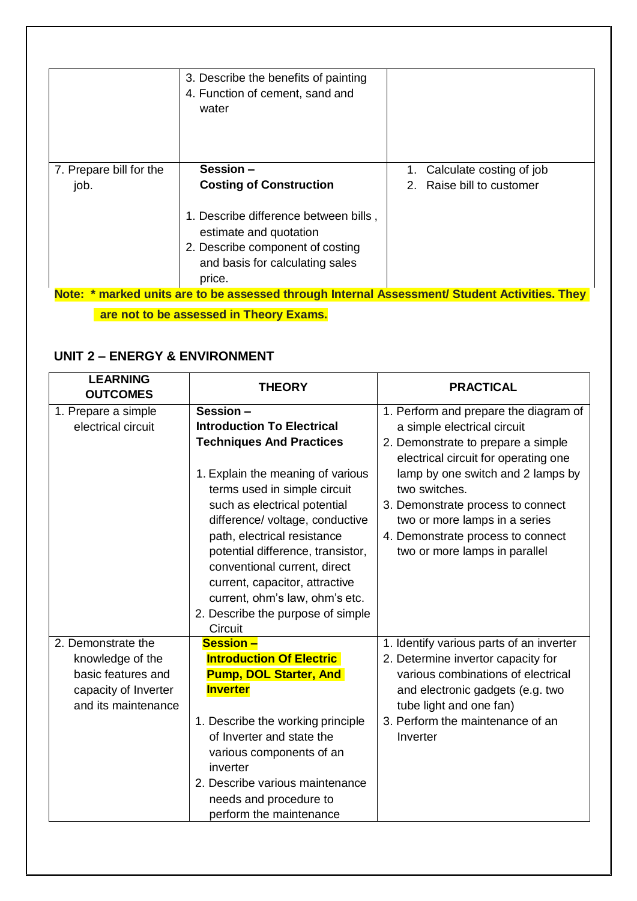| | | |
|---|---|---|
| | 3. Describe the benefits of painting<br>4. Function of cement, sand and water | |
| 7. Prepare bill for the job. | **Session –**<br>**Costing of Construction**<br><br>1. Describe difference between bills , estimate and quotation<br>2. Describe component of costing and basis for calculating sales price. | 1. Calculate costing of job<br>2. Raise bill to customer |

**Note: * marked units are to be assessed through Internal Assessment/ Student Activities. They are not to be assessed in Theory Exams.**

## UNIT 2 – ENERGY & ENVIRONMENT

| LEARNING OUTCOMES | THEORY | PRACTICAL |
|---|---|---|
| 1. Prepare a simple electrical circuit | **Session –**<br>**Introduction To Electrical Techniques And Practices**<br><br>1. Explain the meaning of various terms used in simple circuit such as electrical potential difference/ voltage, conductive path, electrical resistance potential difference, transistor, conventional current, direct current, capacitor, attractive current, ohm's law, ohm's etc.<br>2. Describe the purpose of simple Circuit | 1. Perform and prepare the diagram of a simple electrical circuit<br>2. Demonstrate to prepare a simple electrical circuit for operating one lamp by one switch and 2 lamps by two switches.<br>3. Demonstrate process to connect two or more lamps in a series<br>4. Demonstrate process to connect two or more lamps in parallel |
| 2. Demonstrate the knowledge of the basic features and capacity of Inverter and its maintenance | **Session –**<br>**Introduction Of Electric Pump, DOL Starter, And Inverter**<br><br>1. Describe the working principle of Inverter and state the various components of an inverter<br>2. Describe various maintenance needs and procedure to perform the maintenance | 1. Identify various parts of an inverter<br>2. Determine invertor capacity for various combinations of electrical and electronic gadgets (e.g. two tube light and one fan)<br>3. Perform the maintenance of an Inverter |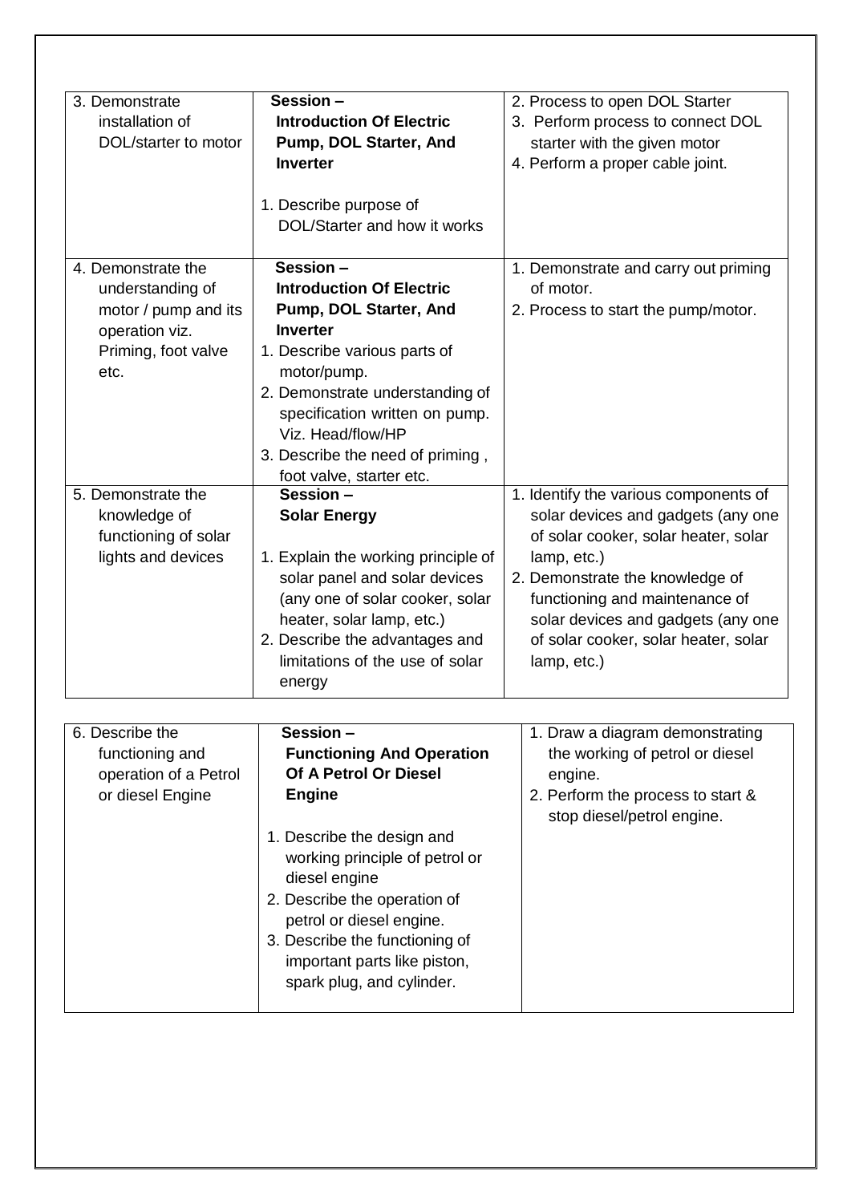| | | |
|---|---|---|
| 3. Demonstrate installation of DOL/starter to motor | **Session – Introduction Of Electric Pump, DOL Starter, And Inverter**<br><br>1. Describe purpose of DOL/Starter and how it works | 2. Process to open DOL Starter<br>3. Perform process to connect DOL starter with the given motor<br>4. Perform a proper cable joint. |
| 4. Demonstrate the understanding of motor / pump and its operation viz. Priming, foot valve etc. | **Session – Introduction Of Electric Pump, DOL Starter, And Inverter**<br>1. Describe various parts of motor/pump.<br>2. Demonstrate understanding of specification written on pump. Viz. Head/flow/HP<br>3. Describe the need of priming , foot valve, starter etc. | 1. Demonstrate and carry out priming of motor.<br>2. Process to start the pump/motor. |
| 5. Demonstrate the knowledge of functioning of solar lights and devices | **Session – Solar Energy**<br><br>1. Explain the working principle of solar panel and solar devices (any one of solar cooker, solar heater, solar lamp, etc.)<br>2. Describe the advantages and limitations of the use of solar energy | 1. Identify the various components of solar devices and gadgets (any one of solar cooker, solar heater, solar lamp, etc.)<br>2. Demonstrate the knowledge of functioning and maintenance of solar devices and gadgets (any one of solar cooker, solar heater, solar lamp, etc.) |

| | | |
|---|---|---|
| 6. Describe the functioning and operation of a Petrol or diesel Engine | **Session – Functioning And Operation Of A Petrol Or Diesel Engine**<br><br>1. Describe the design and working principle of petrol or diesel engine<br>2. Describe the operation of petrol or diesel engine.<br>3. Describe the functioning of important parts like piston, spark plug, and cylinder. | 1. Draw a diagram demonstrating the working of petrol or diesel engine.<br>2. Perform the process to start & stop diesel/petrol engine. |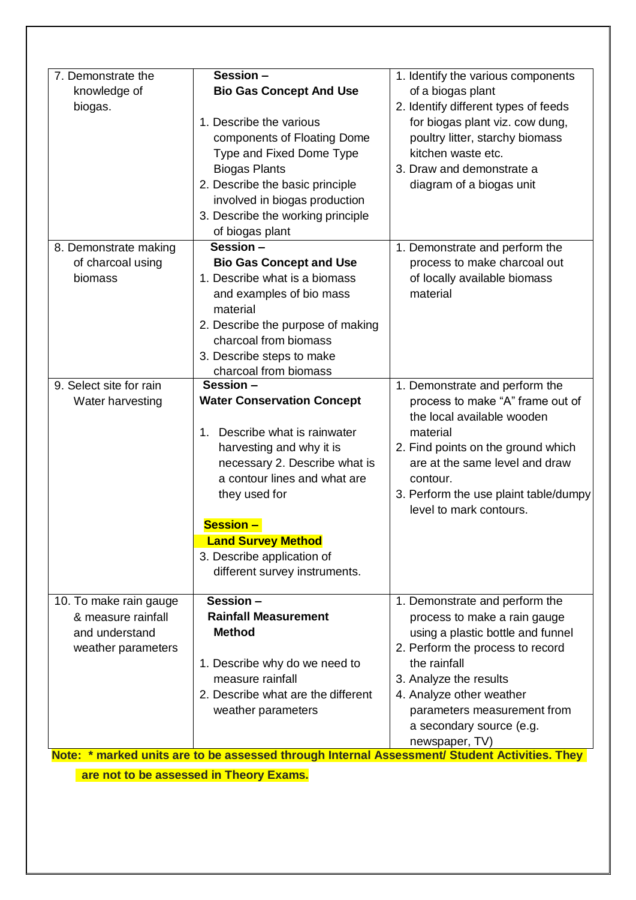| | | |
|---|---|---|
| 7. Demonstrate the knowledge of biogas. | **Session – Bio Gas Concept And Use**<br><br>1. Describe the various components of Floating Dome Type and Fixed Dome Type Biogas Plants<br>2. Describe the basic principle involved in biogas production<br>3. Describe the working principle of biogas plant | 1. Identify the various components of a biogas plant<br>2. Identify different types of feeds for biogas plant viz. cow dung, poultry litter, starchy biomass kitchen waste etc.<br>3. Draw and demonstrate a diagram of a biogas unit |
| 8. Demonstrate making of charcoal using biomass | **Session – Bio Gas Concept and Use**<br>1. Describe what is a biomass and examples of bio mass material<br>2. Describe the purpose of making charcoal from biomass<br>3. Describe steps to make charcoal from biomass | 1. Demonstrate and perform the process to make charcoal out of locally available biomass material |
| 9. Select site for rain Water harvesting | **Session – Water Conservation Concept**<br><br>1. Describe what is rainwater harvesting and why it is necessary 2. Describe what is a contour lines and what are they used for<br><br>**Session – Land Survey Method**<br>3. Describe application of different survey instruments. | 1. Demonstrate and perform the process to make "A" frame out of the local available wooden material<br>2. Find points on the ground which are at the same level and draw contour.<br>3. Perform the use plaint table/dumpy level to mark contours. |
| 10. To make rain gauge & measure rainfall and understand weather parameters | **Session – Rainfall Measurement Method**<br><br>1. Describe why do we need to measure rainfall<br>2. Describe what are the different weather parameters | 1. Demonstrate and perform the process to make a rain gauge using a plastic bottle and funnel<br>2. Perform the process to record the rainfall<br>3. Analyze the results<br>4. Analyze other weather parameters measurement from a secondary source (e.g. newspaper, TV) |

**Note: * marked units are to be assessed through Internal Assessment/ Student Activities. They are not to be assessed in Theory Exams.**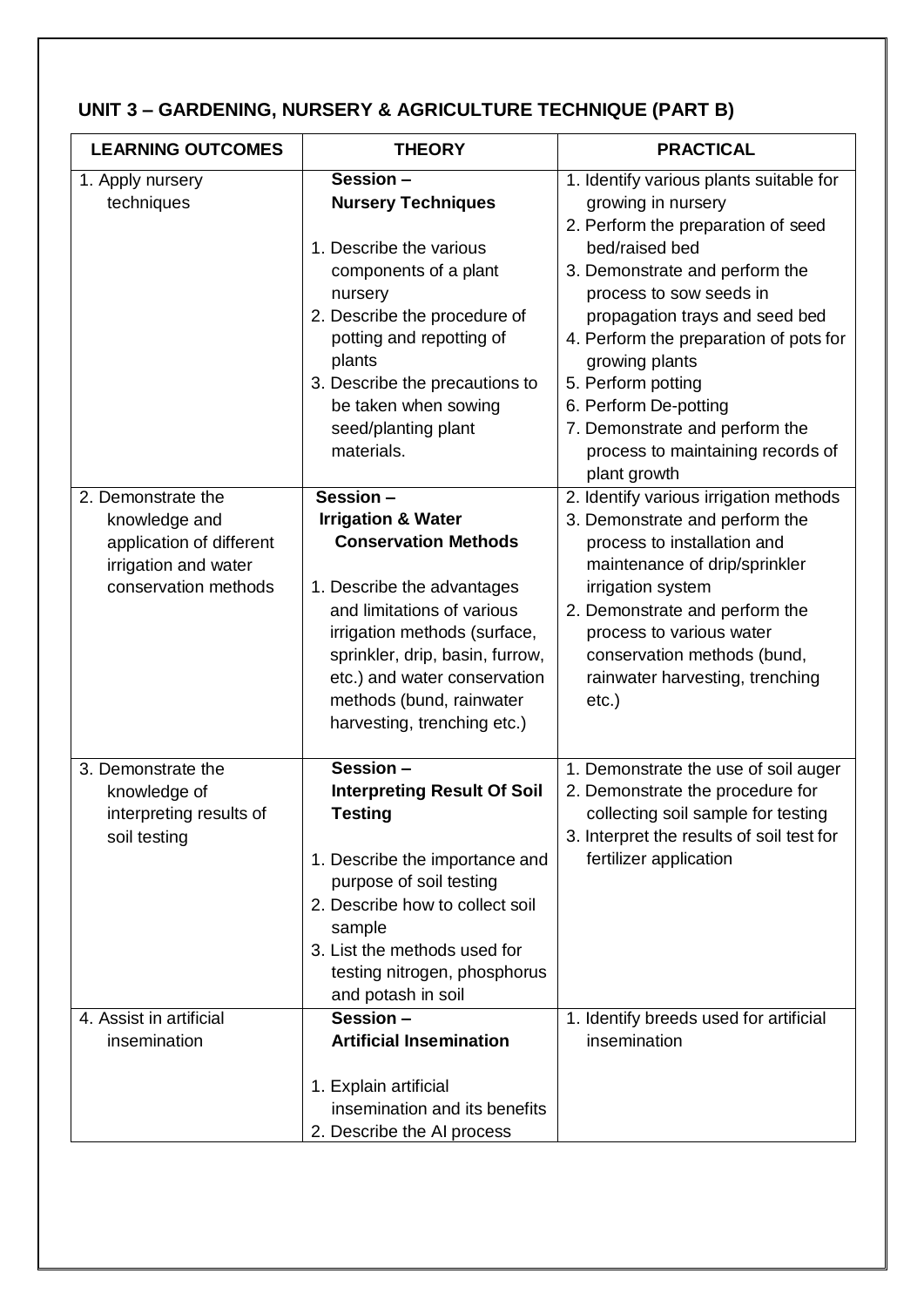## UNIT 3 – GARDENING, NURSERY & AGRICULTURE TECHNIQUE (PART B)

| LEARNING OUTCOMES | THEORY | PRACTICAL |
|---|---|---|
| 1. Apply nursery techniques | **Session – Nursery Techniques**<br><br>1. Describe the various components of a plant nursery<br>2. Describe the procedure of potting and repotting of plants<br>3. Describe the precautions to be taken when sowing seed/planting plant materials. | 1. Identify various plants suitable for growing in nursery<br>2. Perform the preparation of seed bed/raised bed<br>3. Demonstrate and perform the process to sow seeds in propagation trays and seed bed<br>4. Perform the preparation of pots for growing plants<br>5. Perform potting<br>6. Perform De-potting<br>7. Demonstrate and perform the process to maintaining records of plant growth |
| 2. Demonstrate the knowledge and application of different irrigation and water conservation methods | **Session – Irrigation & Water Conservation Methods**<br><br>1. Describe the advantages and limitations of various irrigation methods (surface, sprinkler, drip, basin, furrow, etc.) and water conservation methods (bund, rainwater harvesting, trenching etc.) | 2. Identify various irrigation methods<br>3. Demonstrate and perform the process to installation and maintenance of drip/sprinkler irrigation system<br>2. Demonstrate and perform the process to various water conservation methods (bund, rainwater harvesting, trenching etc.) |
| 3. Demonstrate the knowledge of interpreting results of soil testing | **Session – Interpreting Result Of Soil Testing**<br><br>1. Describe the importance and purpose of soil testing<br>2. Describe how to collect soil sample<br>3. List the methods used for testing nitrogen, phosphorus and potash in soil | 1. Demonstrate the use of soil auger<br>2. Demonstrate the procedure for collecting soil sample for testing<br>3. Interpret the results of soil test for fertilizer application |
| 4. Assist in artificial insemination | **Session – Artificial Insemination**<br><br>1. Explain artificial insemination and its benefits<br>2. Describe the AI process | 1. Identify breeds used for artificial insemination |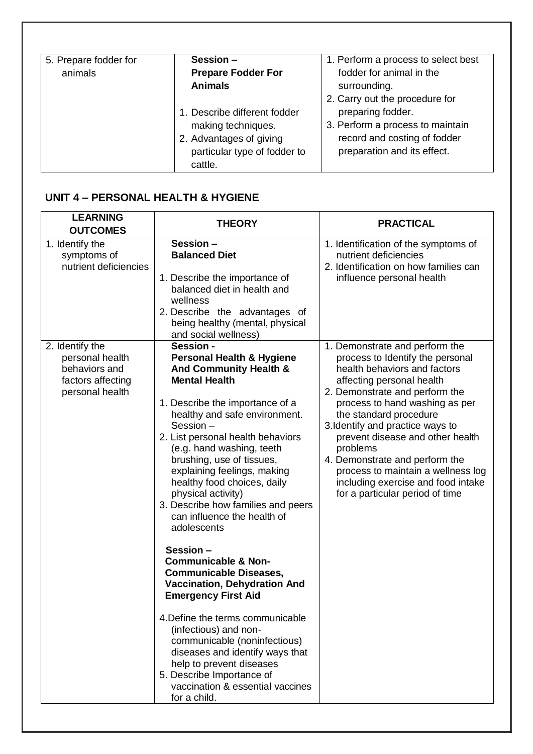| | | |
|---|---|---|
| 5. Prepare fodder for animals | **Session – Prepare Fodder For Animals**<br><br>1. Describe different fodder making techniques.<br>2. Advantages of giving particular type of fodder to cattle. | 1. Perform a process to select best fodder for animal in the surrounding.<br>2. Carry out the procedure for preparing fodder.<br>3. Perform a process to maintain record and costing of fodder preparation and its effect. |

## UNIT 4 – PERSONAL HEALTH & HYGIENE

| LEARNING OUTCOMES | THEORY | PRACTICAL |
|---|---|---|
| 1. Identify the symptoms of nutrient deficiencies | **Session – Balanced Diet**<br><br>1. Describe the importance of balanced diet in health and wellness<br>2. Describe the advantages of being healthy (mental, physical and social wellness) | 1. Identification of the symptoms of nutrient deficiencies<br>2. Identification on how families can influence personal health |
| 2. Identify the personal health behaviors and factors affecting personal health | **Session - Personal Health & Hygiene And Community Health & Mental Health**<br><br>1. Describe the importance of a healthy and safe environment. Session –<br>2. List personal health behaviors (e.g. hand washing, teeth brushing, use of tissues, explaining feelings, making healthy food choices, daily physical activity)<br>3. Describe how families and peers can influence the health of adolescents<br><br>**Session – Communicable & Non-Communicable Diseases, Vaccination, Dehydration And Emergency First Aid**<br><br>4. Define the terms communicable (infectious) and non-communicable (noninfectious) diseases and identify ways that help to prevent diseases<br>5. Describe Importance of vaccination & essential vaccines for a child. | 1. Demonstrate and perform the process to Identify the personal health behaviors and factors affecting personal health<br>2. Demonstrate and perform the process to hand washing as per the standard procedure<br>3. Identify and practice ways to prevent disease and other health problems<br>4. Demonstrate and perform the process to maintain a wellness log including exercise and food intake for a particular period of time |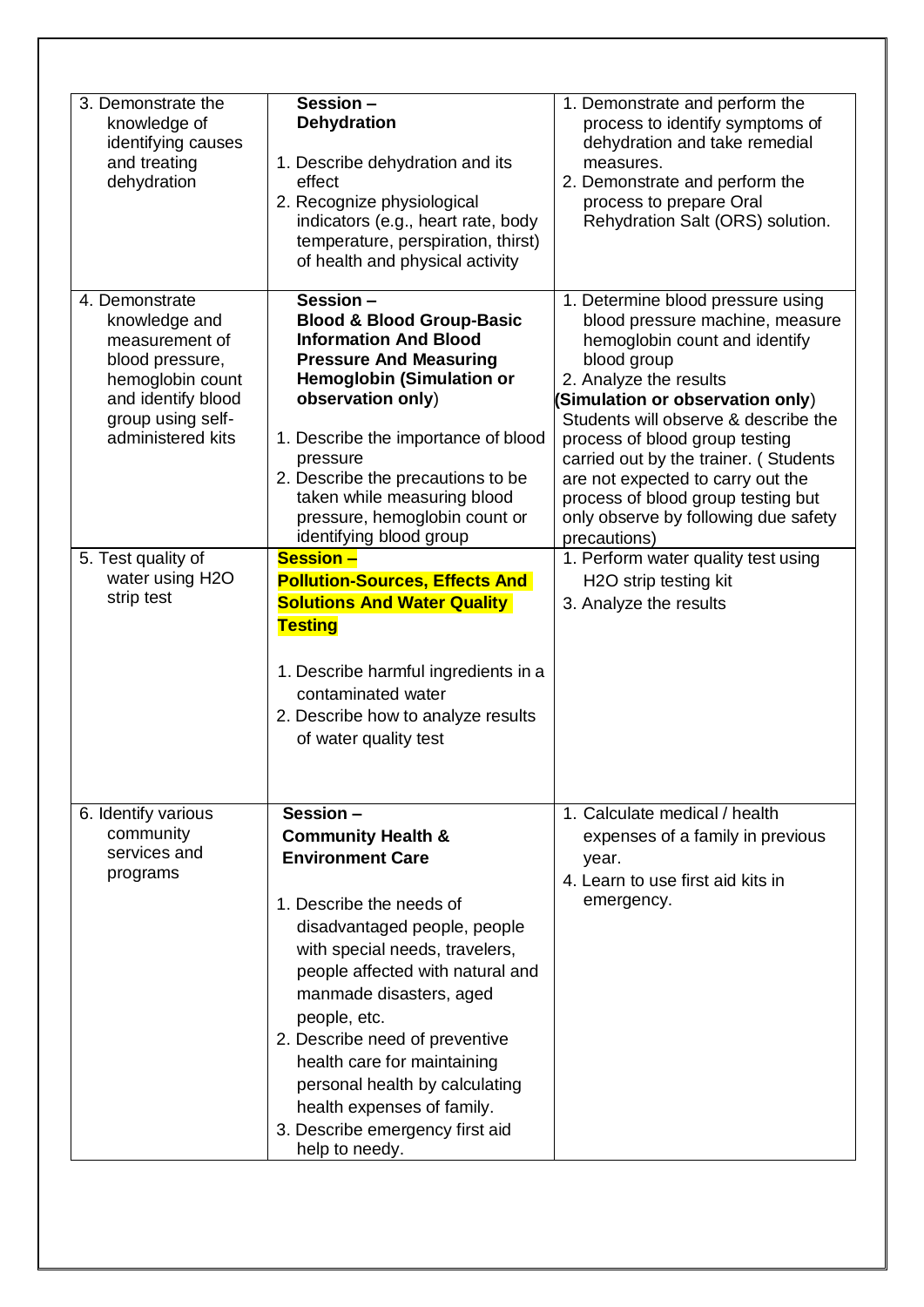| | | |
|---|---|---|
| 3. Demonstrate the knowledge of identifying causes and treating dehydration | **Session – Dehydration**<br><br>1. Describe dehydration and its effect<br>2. Recognize physiological indicators (e.g., heart rate, body temperature, perspiration, thirst) of health and physical activity | 1. Demonstrate and perform the process to identify symptoms of dehydration and take remedial measures.<br>2. Demonstrate and perform the process to prepare Oral Rehydration Salt (ORS) solution. |
| 4. Demonstrate knowledge and measurement of blood pressure, hemoglobin count and identify blood group using self-administered kits | **Session – Blood & Blood Group-Basic Information And Blood Pressure And Measuring Hemoglobin (Simulation or observation only**)<br><br>1. Describe the importance of blood pressure<br>2. Describe the precautions to be taken while measuring blood pressure, hemoglobin count or identifying blood group | 1. Determine blood pressure using blood pressure machine, measure hemoglobin count and identify blood group<br>2. Analyze the results<br>(**Simulation or observation only**) Students will observe & describe the process of blood group testing carried out by the trainer. ( Students are not expected to carry out the process of blood group testing but only observe by following due safety precautions) |
| 5. Test quality of water using H2O strip test | **Session – Pollution-Sources, Effects And Solutions And Water Quality Testing**<br><br>1. Describe harmful ingredients in a contaminated water<br>2. Describe how to analyze results of water quality test | 1. Perform water quality test using H2O strip testing kit<br>3. Analyze the results |
| 6. Identify various community services and programs | **Session – Community Health & Environment Care**<br><br>1. Describe the needs of disadvantaged people, people with special needs, travelers, people affected with natural and manmade disasters, aged people, etc.<br>2. Describe need of preventive health care for maintaining personal health by calculating health expenses of family.<br>3. Describe emergency first aid help to needy. | 1. Calculate medical / health expenses of a family in previous year.<br>4. Learn to use first aid kits in emergency. |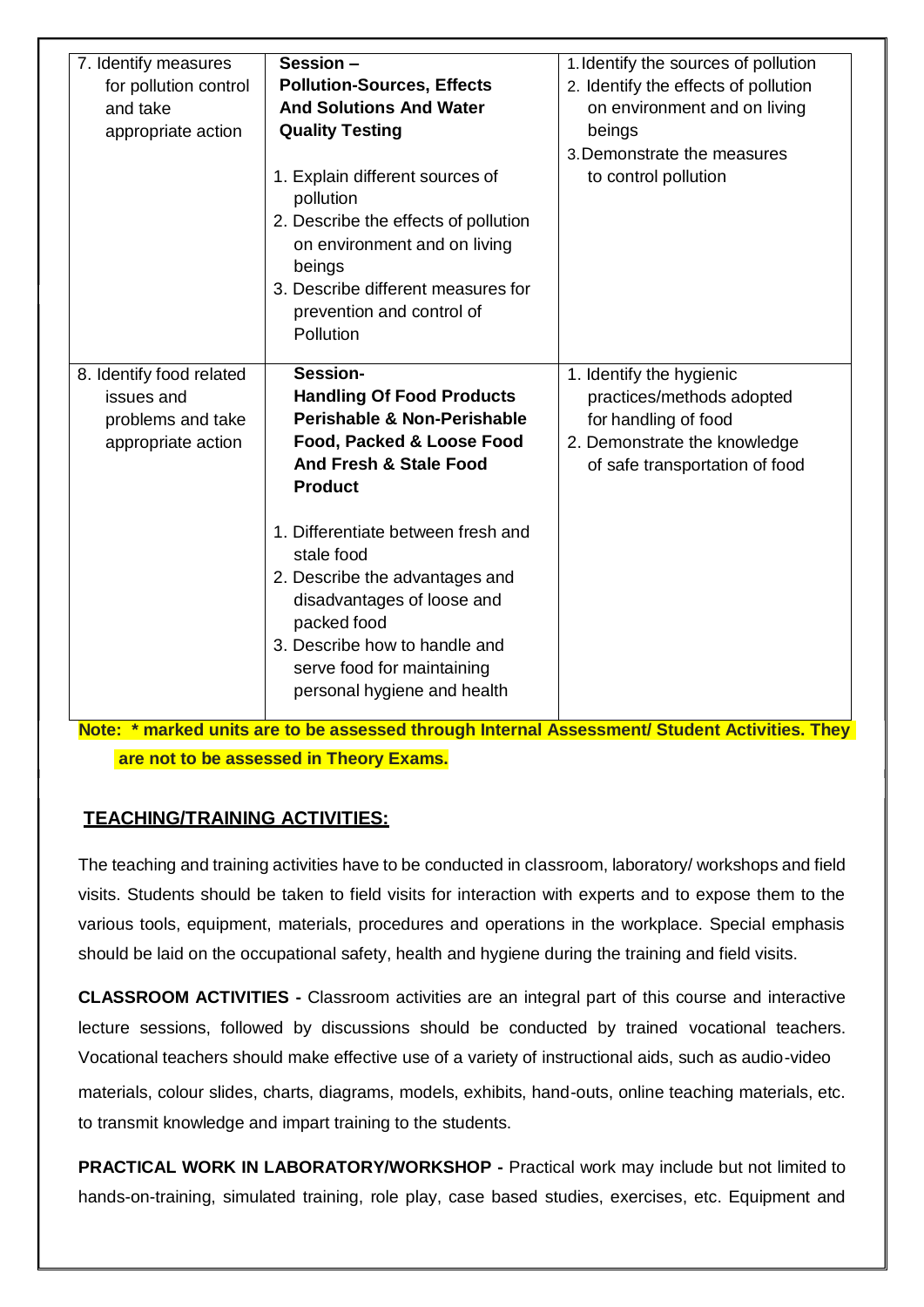| | | |
|---|---|---|
| 7. Identify measures for pollution control and take appropriate action | **Session – Pollution-Sources, Effects And Solutions And Water Quality Testing**<br><br>1. Explain different sources of pollution<br>2. Describe the effects of pollution on environment and on living beings<br>3. Describe different measures for prevention and control of Pollution | 1. Identify the sources of pollution<br>2. Identify the effects of pollution on environment and on living beings<br>3. Demonstrate the measures to control pollution |
| 8. Identify food related issues and problems and take appropriate action | **Session- Handling Of Food Products Perishable & Non-Perishable Food, Packed & Loose Food And Fresh & Stale Food Product**<br><br>1. Differentiate between fresh and stale food<br>2. Describe the advantages and disadvantages of loose and packed food<br>3. Describe how to handle and serve food for maintaining personal hygiene and health | 1. Identify the hygienic practices/methods adopted for handling of food<br>2. Demonstrate the knowledge of safe transportation of food |

**Note: * marked units are to be assessed through Internal Assessment/ Student Activities. They are not to be assessed in Theory Exams.**

## TEACHING/TRAINING ACTIVITIES:

The teaching and training activities have to be conducted in classroom, laboratory/ workshops and field visits. Students should be taken to field visits for interaction with experts and to expose them to the various tools, equipment, materials, procedures and operations in the workplace. Special emphasis should be laid on the occupational safety, health and hygiene during the training and field visits.

**CLASSROOM ACTIVITIES -** Classroom activities are an integral part of this course and interactive lecture sessions, followed by discussions should be conducted by trained vocational teachers. Vocational teachers should make effective use of a variety of instructional aids, such as audio-video materials, colour slides, charts, diagrams, models, exhibits, hand-outs, online teaching materials, etc. to transmit knowledge and impart training to the students.

**PRACTICAL WORK IN LABORATORY/WORKSHOP -** Practical work may include but not limited to hands-on-training, simulated training, role play, case based studies, exercises, etc. Equipment and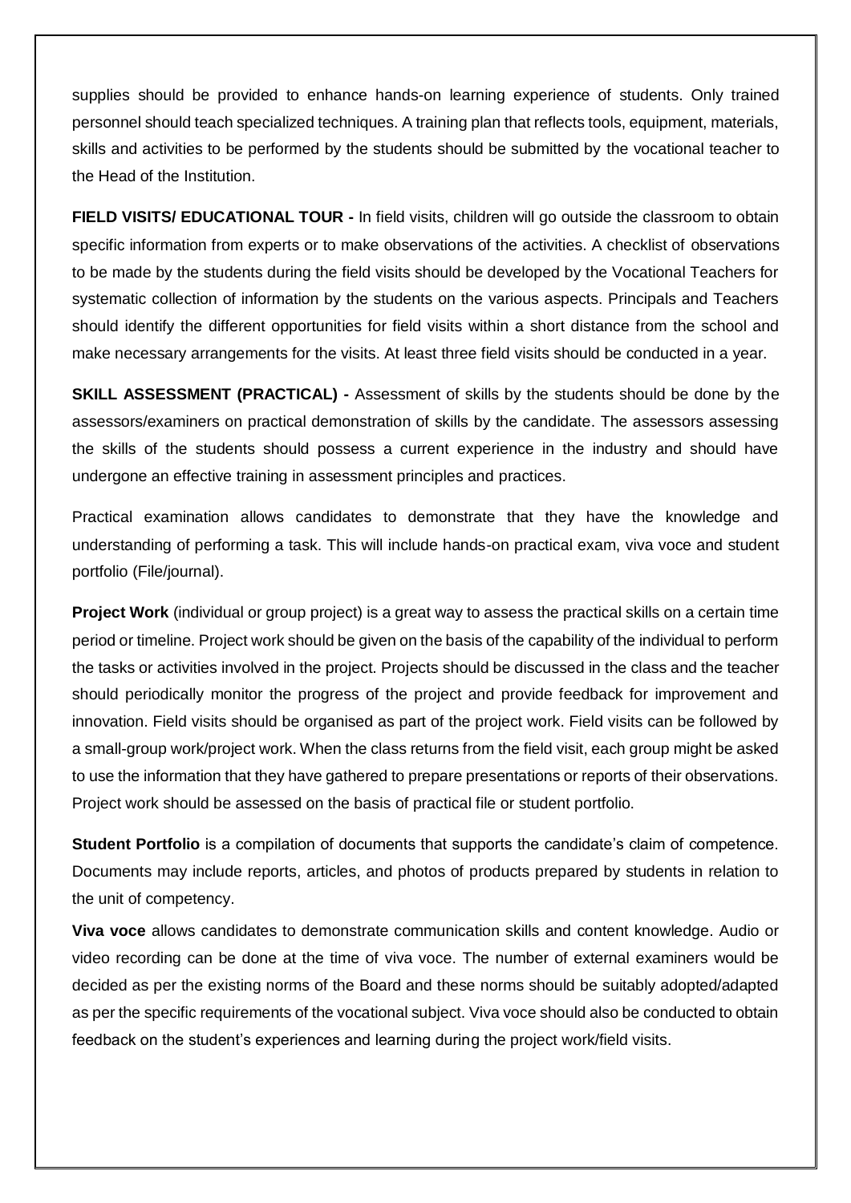supplies should be provided to enhance hands-on learning experience of students. Only trained personnel should teach specialized techniques. A training plan that reflects tools, equipment, materials, skills and activities to be performed by the students should be submitted by the vocational teacher to the Head of the Institution.

**FIELD VISITS/ EDUCATIONAL TOUR -** In field visits, children will go outside the classroom to obtain specific information from experts or to make observations of the activities. A checklist of observations to be made by the students during the field visits should be developed by the Vocational Teachers for systematic collection of information by the students on the various aspects. Principals and Teachers should identify the different opportunities for field visits within a short distance from the school and make necessary arrangements for the visits. At least three field visits should be conducted in a year.

**SKILL ASSESSMENT (PRACTICAL) -** Assessment of skills by the students should be done by the assessors/examiners on practical demonstration of skills by the candidate. The assessors assessing the skills of the students should possess a current experience in the industry and should have undergone an effective training in assessment principles and practices.

Practical examination allows candidates to demonstrate that they have the knowledge and understanding of performing a task. This will include hands-on practical exam, viva voce and student portfolio (File/journal).

**Project Work** (individual or group project) is a great way to assess the practical skills on a certain time period or timeline. Project work should be given on the basis of the capability of the individual to perform the tasks or activities involved in the project. Projects should be discussed in the class and the teacher should periodically monitor the progress of the project and provide feedback for improvement and innovation. Field visits should be organised as part of the project work. Field visits can be followed by a small-group work/project work. When the class returns from the field visit, each group might be asked to use the information that they have gathered to prepare presentations or reports of their observations. Project work should be assessed on the basis of practical file or student portfolio.

**Student Portfolio** is a compilation of documents that supports the candidate's claim of competence. Documents may include reports, articles, and photos of products prepared by students in relation to the unit of competency.

**Viva voce** allows candidates to demonstrate communication skills and content knowledge. Audio or video recording can be done at the time of viva voce. The number of external examiners would be decided as per the existing norms of the Board and these norms should be suitably adopted/adapted as per the specific requirements of the vocational subject. Viva voce should also be conducted to obtain feedback on the student's experiences and learning during the project work/field visits.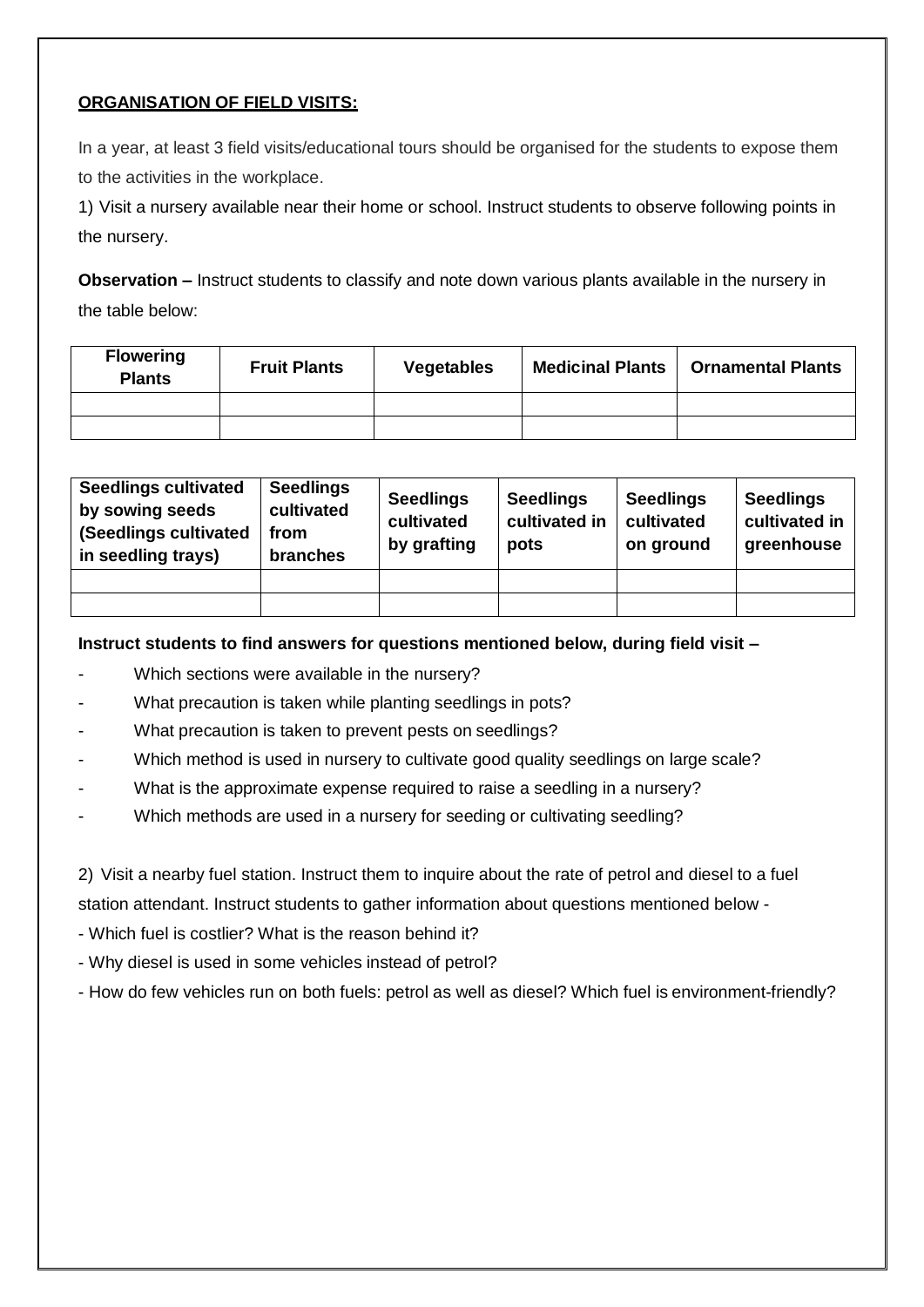**<u>ORGANISATION OF FIELD VISITS:</u>**

In a year, at least 3 field visits/educational tours should be organised for the students to expose them to the activities in the workplace.

1) Visit a nursery available near their home or school. Instruct students to observe following points in the nursery.

**Observation –** Instruct students to classify and note down various plants available in the nursery in the table below:

| Flowering Plants | Fruit Plants | Vegetables | Medicinal Plants | Ornamental Plants |
|---|---|---|---|---|
| | | | | |
| | | | | |

| Seedlings cultivated by sowing seeds (Seedlings cultivated in seedling trays) | Seedlings cultivated from branches | Seedlings cultivated by grafting | Seedlings cultivated in pots | Seedlings cultivated on ground | Seedlings cultivated in greenhouse |
|---|---|---|---|---|---|
| | | | | | |
| | | | | | |

**Instruct students to find answers for questions mentioned below, during field visit –**

- Which sections were available in the nursery?
- What precaution is taken while planting seedlings in pots?
- What precaution is taken to prevent pests on seedlings?
- Which method is used in nursery to cultivate good quality seedlings on large scale?
- What is the approximate expense required to raise a seedling in a nursery?
- Which methods are used in a nursery for seeding or cultivating seedling?

2) Visit a nearby fuel station. Instruct them to inquire about the rate of petrol and diesel to a fuel station attendant. Instruct students to gather information about questions mentioned below -

- Which fuel is costlier? What is the reason behind it?
- Why diesel is used in some vehicles instead of petrol?
- How do few vehicles run on both fuels: petrol as well as diesel? Which fuel is environment-friendly?